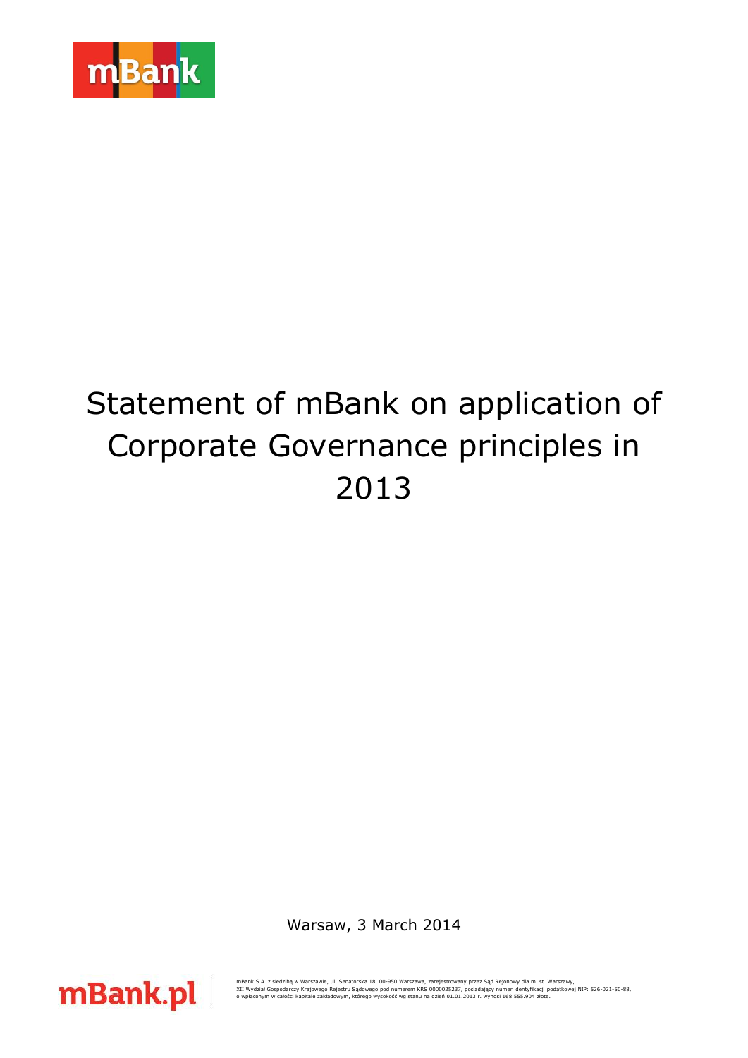# Statement of mBank on application of Corporate Governance principles in 2013

Warsaw, 3 March 2014

mBank S.A. z siedzibą w Warszawie, ul. Senatorska 18, 00-950 Warszawa, zarejestrowany przez Sąd Rejonowy dla m. st. Warszawy, XII Wydział Gospodarczy Krajowego Rejestru Sądowego pod numerem KRS 0000025237, posiadający numer identyfikacji podatkowej NIP: 526-021-50-88, o wpłaconym w całości kapitale zakładowym, którego wysokość wg stanu na dzień 01.01.2013 r. wynosi 168.555.904 złote.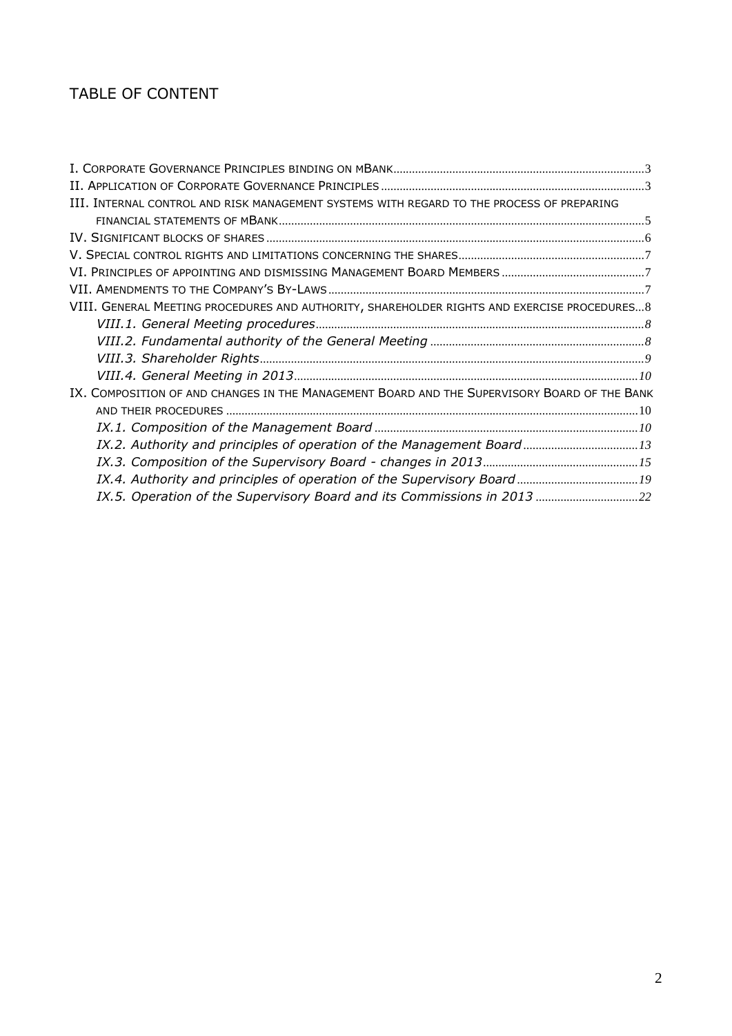## TABLE OF CONTENT

- I. Corporate Governance Principles binding on mBank ..... 3
- II. Application of Corporate Governance Principles ..... 3
- III. Internal control and risk management systems with regard to the process of preparing financial statements of mBank ..... 5
- IV. Significant blocks of shares ..... 6
- V. Special control rights and limitations concerning the shares ..... 7
- VI. Principles of appointing and dismissing Management Board Members ..... 7
- VII. Amendments to the Company's By-Laws ..... 7
- VIII. General Meeting procedures and authority, shareholder rights and exercise procedures ..... 8
  - *VIII.1. General Meeting procedures* ..... 8
  - *VIII.2. Fundamental authority of the General Meeting* ..... 8
  - *VIII.3. Shareholder Rights* ..... 9
  - *VIII.4. General Meeting in 2013* ..... 10
- IX. Composition of and changes in the Management Board and the Supervisory Board of the Bank and their procedures ..... 10
  - *IX.1. Composition of the Management Board* ..... 10
  - *IX.2. Authority and principles of operation of the Management Board* ..... 13
  - *IX.3. Composition of the Supervisory Board - changes in 2013* ..... 15
  - *IX.4. Authority and principles of operation of the Supervisory Board* ..... 19
  - *IX.5. Operation of the Supervisory Board and its Commissions in 2013* ..... 22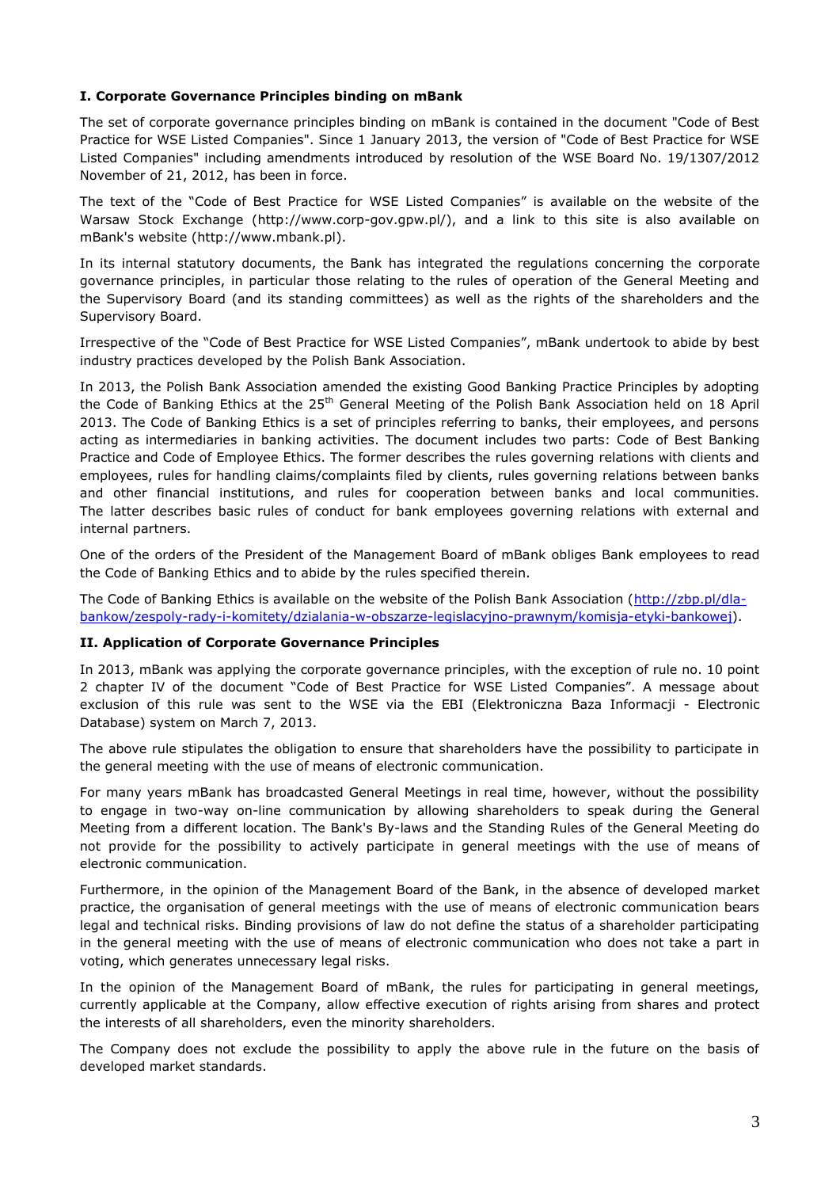**I. Corporate Governance Principles binding on mBank**

The set of corporate governance principles binding on mBank is contained in the document "Code of Best Practice for WSE Listed Companies". Since 1 January 2013, the version of "Code of Best Practice for WSE Listed Companies" including amendments introduced by resolution of the WSE Board No. 19/1307/2012 November of 21, 2012, has been in force.

The text of the "Code of Best Practice for WSE Listed Companies" is available on the website of the Warsaw Stock Exchange (http://www.corp-gov.gpw.pl/), and a link to this site is also available on mBank's website (http://www.mbank.pl).

In its internal statutory documents, the Bank has integrated the regulations concerning the corporate governance principles, in particular those relating to the rules of operation of the General Meeting and the Supervisory Board (and its standing committees) as well as the rights of the shareholders and the Supervisory Board.

Irrespective of the "Code of Best Practice for WSE Listed Companies", mBank undertook to abide by best industry practices developed by the Polish Bank Association.

In 2013, the Polish Bank Association amended the existing Good Banking Practice Principles by adopting the Code of Banking Ethics at the 25th General Meeting of the Polish Bank Association held on 18 April 2013. The Code of Banking Ethics is a set of principles referring to banks, their employees, and persons acting as intermediaries in banking activities. The document includes two parts: Code of Best Banking Practice and Code of Employee Ethics. The former describes the rules governing relations with clients and employees, rules for handling claims/complaints filed by clients, rules governing relations between banks and other financial institutions, and rules for cooperation between banks and local communities. The latter describes basic rules of conduct for bank employees governing relations with external and internal partners.

One of the orders of the President of the Management Board of mBank obliges Bank employees to read the Code of Banking Ethics and to abide by the rules specified therein.

The Code of Banking Ethics is available on the website of the Polish Bank Association (http://zbp.pl/dla-bankow/zespoly-rady-i-komitety/dzialania-w-obszarze-legislacyjno-prawnym/komisja-etyki-bankowej).

**II. Application of Corporate Governance Principles**

In 2013, mBank was applying the corporate governance principles, with the exception of rule no. 10 point 2 chapter IV of the document "Code of Best Practice for WSE Listed Companies". A message about exclusion of this rule was sent to the WSE via the EBI (Elektroniczna Baza Informacji - Electronic Database) system on March 7, 2013.

The above rule stipulates the obligation to ensure that shareholders have the possibility to participate in the general meeting with the use of means of electronic communication.

For many years mBank has broadcasted General Meetings in real time, however, without the possibility to engage in two-way on-line communication by allowing shareholders to speak during the General Meeting from a different location. The Bank's By-laws and the Standing Rules of the General Meeting do not provide for the possibility to actively participate in general meetings with the use of means of electronic communication.

Furthermore, in the opinion of the Management Board of the Bank, in the absence of developed market practice, the organisation of general meetings with the use of means of electronic communication bears legal and technical risks. Binding provisions of law do not define the status of a shareholder participating in the general meeting with the use of means of electronic communication who does not take a part in voting, which generates unnecessary legal risks.

In the opinion of the Management Board of mBank, the rules for participating in general meetings, currently applicable at the Company, allow effective execution of rights arising from shares and protect the interests of all shareholders, even the minority shareholders.

The Company does not exclude the possibility to apply the above rule in the future on the basis of developed market standards.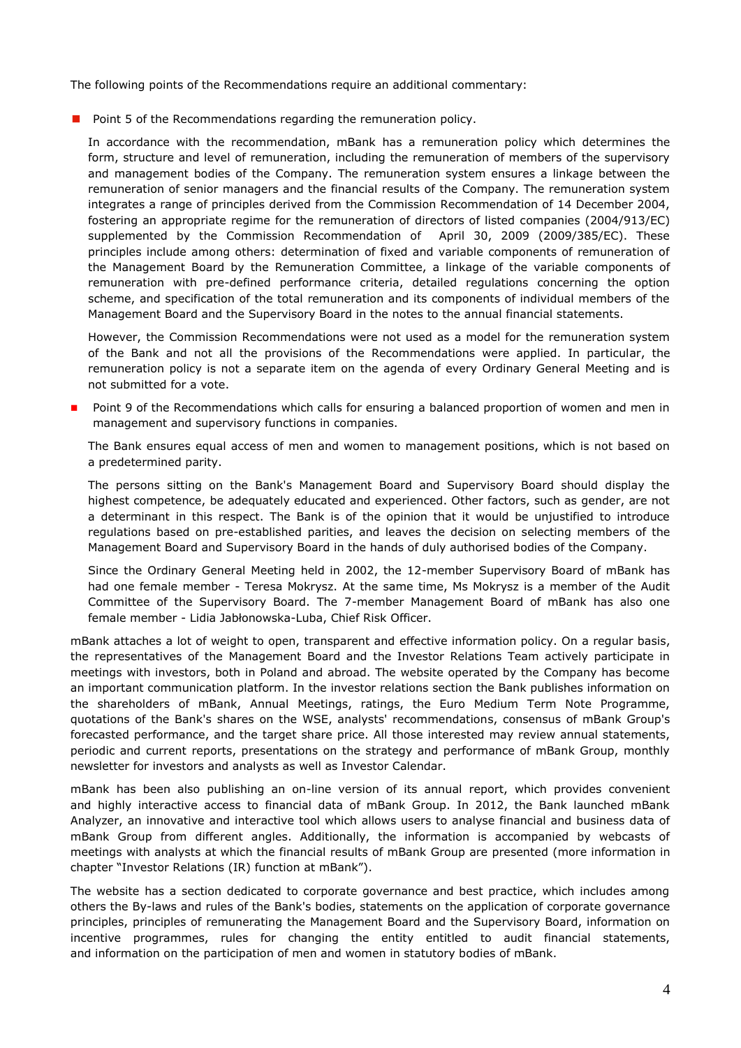The following points of the Recommendations require an additional commentary:

- Point 5 of the Recommendations regarding the remuneration policy.

  In accordance with the recommendation, mBank has a remuneration policy which determines the form, structure and level of remuneration, including the remuneration of members of the supervisory and management bodies of the Company. The remuneration system ensures a linkage between the remuneration of senior managers and the financial results of the Company. The remuneration system integrates a range of principles derived from the Commission Recommendation of 14 December 2004, fostering an appropriate regime for the remuneration of directors of listed companies (2004/913/EC) supplemented by the Commission Recommendation of April 30, 2009 (2009/385/EC). These principles include among others: determination of fixed and variable components of remuneration of the Management Board by the Remuneration Committee, a linkage of the variable components of remuneration with pre-defined performance criteria, detailed regulations concerning the option scheme, and specification of the total remuneration and its components of individual members of the Management Board and the Supervisory Board in the notes to the annual financial statements.

  However, the Commission Recommendations were not used as a model for the remuneration system of the Bank and not all the provisions of the Recommendations were applied. In particular, the remuneration policy is not a separate item on the agenda of every Ordinary General Meeting and is not submitted for a vote.

- Point 9 of the Recommendations which calls for ensuring a balanced proportion of women and men in management and supervisory functions in companies.

  The Bank ensures equal access of men and women to management positions, which is not based on a predetermined parity.

  The persons sitting on the Bank's Management Board and Supervisory Board should display the highest competence, be adequately educated and experienced. Other factors, such as gender, are not a determinant in this respect. The Bank is of the opinion that it would be unjustified to introduce regulations based on pre-established parities, and leaves the decision on selecting members of the Management Board and Supervisory Board in the hands of duly authorised bodies of the Company.

  Since the Ordinary General Meeting held in 2002, the 12-member Supervisory Board of mBank has had one female member - Teresa Mokrysz. At the same time, Ms Mokrysz is a member of the Audit Committee of the Supervisory Board. The 7-member Management Board of mBank has also one female member - Lidia Jabłonowska-Luba, Chief Risk Officer.

mBank attaches a lot of weight to open, transparent and effective information policy. On a regular basis, the representatives of the Management Board and the Investor Relations Team actively participate in meetings with investors, both in Poland and abroad. The website operated by the Company has become an important communication platform. In the investor relations section the Bank publishes information on the shareholders of mBank, Annual Meetings, ratings, the Euro Medium Term Note Programme, quotations of the Bank's shares on the WSE, analysts' recommendations, consensus of mBank Group's forecasted performance, and the target share price. All those interested may review annual statements, periodic and current reports, presentations on the strategy and performance of mBank Group, monthly newsletter for investors and analysts as well as Investor Calendar.

mBank has been also publishing an on-line version of its annual report, which provides convenient and highly interactive access to financial data of mBank Group. In 2012, the Bank launched mBank Analyzer, an innovative and interactive tool which allows users to analyse financial and business data of mBank Group from different angles. Additionally, the information is accompanied by webcasts of meetings with analysts at which the financial results of mBank Group are presented (more information in chapter "Investor Relations (IR) function at mBank").

The website has a section dedicated to corporate governance and best practice, which includes among others the By-laws and rules of the Bank's bodies, statements on the application of corporate governance principles, principles of remunerating the Management Board and the Supervisory Board, information on incentive programmes, rules for changing the entity entitled to audit financial statements, and information on the participation of men and women in statutory bodies of mBank.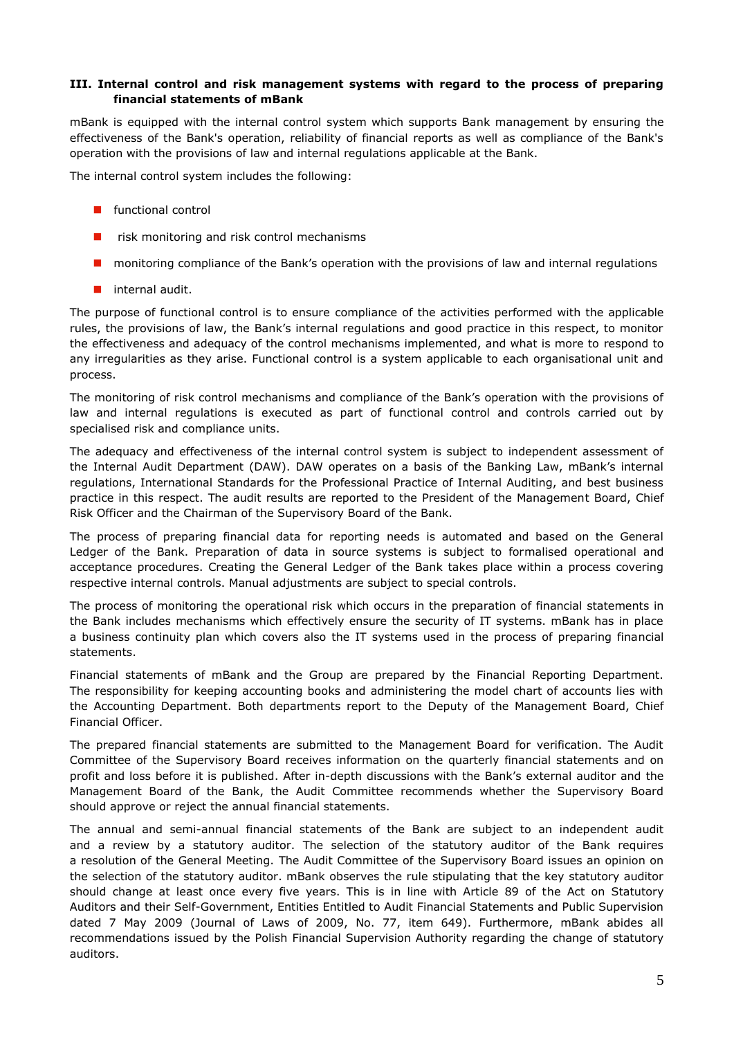### III. Internal control and risk management systems with regard to the process of preparing financial statements of mBank

mBank is equipped with the internal control system which supports Bank management by ensuring the effectiveness of the Bank's operation, reliability of financial reports as well as compliance of the Bank's operation with the provisions of law and internal regulations applicable at the Bank.

The internal control system includes the following:

- functional control
- risk monitoring and risk control mechanisms
- monitoring compliance of the Bank's operation with the provisions of law and internal regulations
- internal audit.

The purpose of functional control is to ensure compliance of the activities performed with the applicable rules, the provisions of law, the Bank's internal regulations and good practice in this respect, to monitor the effectiveness and adequacy of the control mechanisms implemented, and what is more to respond to any irregularities as they arise. Functional control is a system applicable to each organisational unit and process.

The monitoring of risk control mechanisms and compliance of the Bank's operation with the provisions of law and internal regulations is executed as part of functional control and controls carried out by specialised risk and compliance units.

The adequacy and effectiveness of the internal control system is subject to independent assessment of the Internal Audit Department (DAW). DAW operates on a basis of the Banking Law, mBank's internal regulations, International Standards for the Professional Practice of Internal Auditing, and best business practice in this respect. The audit results are reported to the President of the Management Board, Chief Risk Officer and the Chairman of the Supervisory Board of the Bank.

The process of preparing financial data for reporting needs is automated and based on the General Ledger of the Bank. Preparation of data in source systems is subject to formalised operational and acceptance procedures. Creating the General Ledger of the Bank takes place within a process covering respective internal controls. Manual adjustments are subject to special controls.

The process of monitoring the operational risk which occurs in the preparation of financial statements in the Bank includes mechanisms which effectively ensure the security of IT systems. mBank has in place a business continuity plan which covers also the IT systems used in the process of preparing financial statements.

Financial statements of mBank and the Group are prepared by the Financial Reporting Department. The responsibility for keeping accounting books and administering the model chart of accounts lies with the Accounting Department. Both departments report to the Deputy of the Management Board, Chief Financial Officer.

The prepared financial statements are submitted to the Management Board for verification. The Audit Committee of the Supervisory Board receives information on the quarterly financial statements and on profit and loss before it is published. After in-depth discussions with the Bank's external auditor and the Management Board of the Bank, the Audit Committee recommends whether the Supervisory Board should approve or reject the annual financial statements.

The annual and semi-annual financial statements of the Bank are subject to an independent audit and a review by a statutory auditor. The selection of the statutory auditor of the Bank requires a resolution of the General Meeting. The Audit Committee of the Supervisory Board issues an opinion on the selection of the statutory auditor. mBank observes the rule stipulating that the key statutory auditor should change at least once every five years. This is in line with Article 89 of the Act on Statutory Auditors and their Self-Government, Entities Entitled to Audit Financial Statements and Public Supervision dated 7 May 2009 (Journal of Laws of 2009, No. 77, item 649). Furthermore, mBank abides all recommendations issued by the Polish Financial Supervision Authority regarding the change of statutory auditors.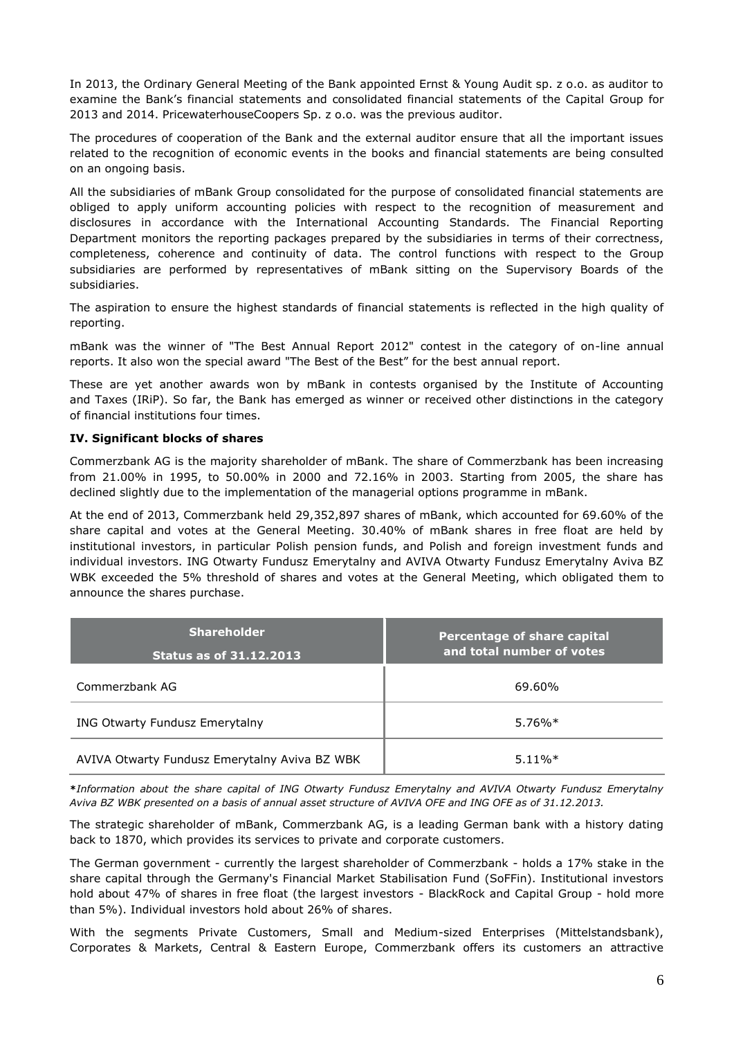In 2013, the Ordinary General Meeting of the Bank appointed Ernst & Young Audit sp. z o.o. as auditor to examine the Bank's financial statements and consolidated financial statements of the Capital Group for 2013 and 2014. PricewaterhouseCoopers Sp. z o.o. was the previous auditor.

The procedures of cooperation of the Bank and the external auditor ensure that all the important issues related to the recognition of economic events in the books and financial statements are being consulted on an ongoing basis.

All the subsidiaries of mBank Group consolidated for the purpose of consolidated financial statements are obliged to apply uniform accounting policies with respect to the recognition of measurement and disclosures in accordance with the International Accounting Standards. The Financial Reporting Department monitors the reporting packages prepared by the subsidiaries in terms of their correctness, completeness, coherence and continuity of data. The control functions with respect to the Group subsidiaries are performed by representatives of mBank sitting on the Supervisory Boards of the subsidiaries.

The aspiration to ensure the highest standards of financial statements is reflected in the high quality of reporting.

mBank was the winner of "The Best Annual Report 2012" contest in the category of on-line annual reports. It also won the special award "The Best of the Best" for the best annual report.

These are yet another awards won by mBank in contests organised by the Institute of Accounting and Taxes (IRiP). So far, the Bank has emerged as winner or received other distinctions in the category of financial institutions four times.

**IV. Significant blocks of shares**

Commerzbank AG is the majority shareholder of mBank. The share of Commerzbank has been increasing from 21.00% in 1995, to 50.00% in 2000 and 72.16% in 2003. Starting from 2005, the share has declined slightly due to the implementation of the managerial options programme in mBank.

At the end of 2013, Commerzbank held 29,352,897 shares of mBank, which accounted for 69.60% of the share capital and votes at the General Meeting. 30.40% of mBank shares in free float are held by institutional investors, in particular Polish pension funds, and Polish and foreign investment funds and individual investors. ING Otwarty Fundusz Emerytalny and AVIVA Otwarty Fundusz Emerytalny Aviva BZ WBK exceeded the 5% threshold of shares and votes at the General Meeting, which obligated them to announce the shares purchase.

| Shareholder<br>Status as of 31.12.2013 | Percentage of share capital and total number of votes |
|---|---|
| Commerzbank AG | 69.60% |
| ING Otwarty Fundusz Emerytalny | 5.76%* |
| AVIVA Otwarty Fundusz Emerytalny Aviva BZ WBK | 5.11%* |

***Information about the share capital of ING Otwarty Fundusz Emerytalny and AVIVA Otwarty Fundusz Emerytalny Aviva BZ WBK presented on a basis of annual asset structure of AVIVA OFE and ING OFE as of 31.12.2013.***

The strategic shareholder of mBank, Commerzbank AG, is a leading German bank with a history dating back to 1870, which provides its services to private and corporate customers.

The German government - currently the largest shareholder of Commerzbank - holds a 17% stake in the share capital through the Germany's Financial Market Stabilisation Fund (SoFFin). Institutional investors hold about 47% of shares in free float (the largest investors - BlackRock and Capital Group - hold more than 5%). Individual investors hold about 26% of shares.

With the segments Private Customers, Small and Medium-sized Enterprises (Mittelstandsbank), Corporates & Markets, Central & Eastern Europe, Commerzbank offers its customers an attractive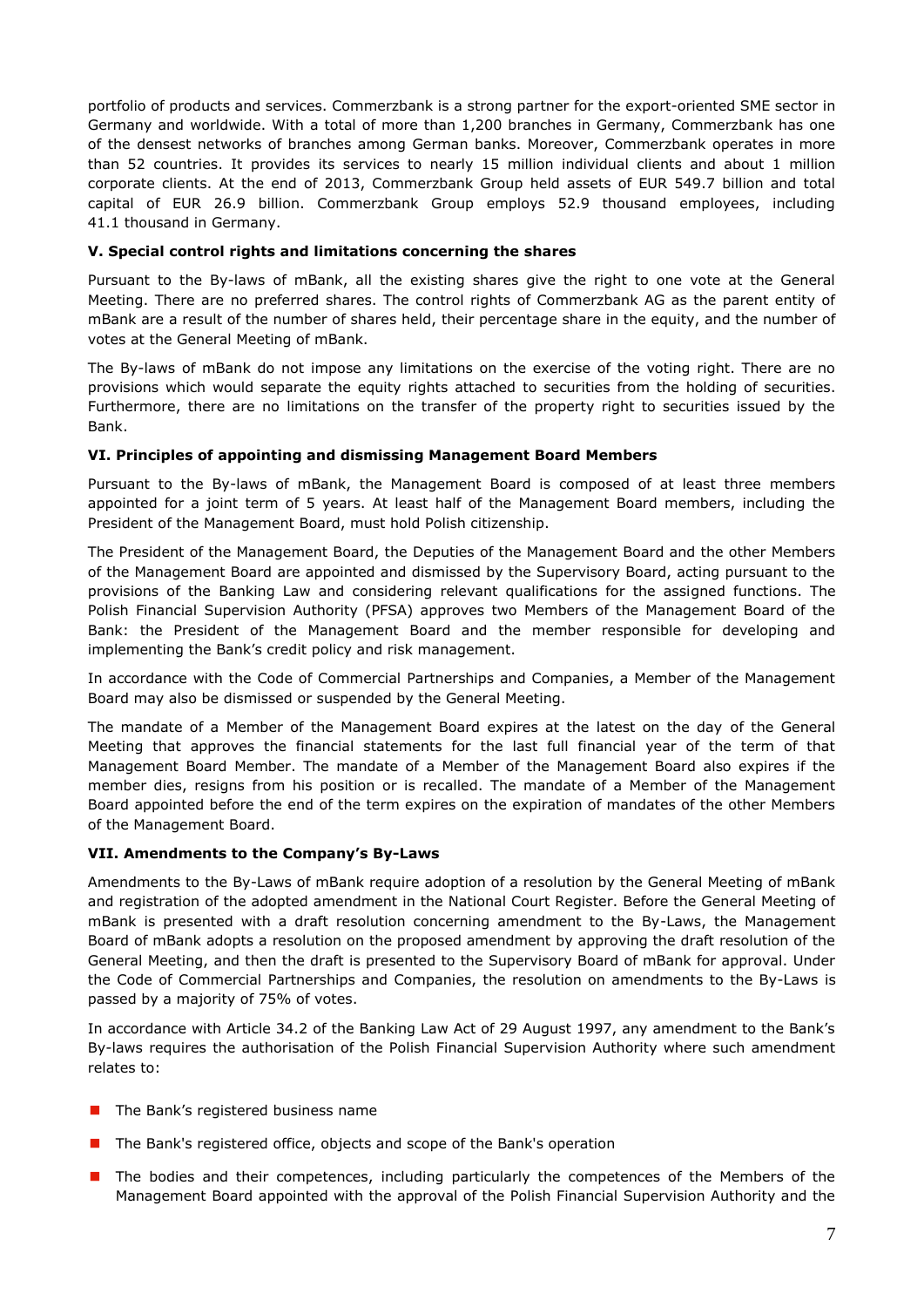portfolio of products and services. Commerzbank is a strong partner for the export-oriented SME sector in Germany and worldwide. With a total of more than 1,200 branches in Germany, Commerzbank has one of the densest networks of branches among German banks. Moreover, Commerzbank operates in more than 52 countries. It provides its services to nearly 15 million individual clients and about 1 million corporate clients. At the end of 2013, Commerzbank Group held assets of EUR 549.7 billion and total capital of EUR 26.9 billion. Commerzbank Group employs 52.9 thousand employees, including 41.1 thousand in Germany.

### V. Special control rights and limitations concerning the shares

Pursuant to the By-laws of mBank, all the existing shares give the right to one vote at the General Meeting. There are no preferred shares. The control rights of Commerzbank AG as the parent entity of mBank are a result of the number of shares held, their percentage share in the equity, and the number of votes at the General Meeting of mBank.

The By-laws of mBank do not impose any limitations on the exercise of the voting right. There are no provisions which would separate the equity rights attached to securities from the holding of securities. Furthermore, there are no limitations on the transfer of the property right to securities issued by the Bank.

### VI. Principles of appointing and dismissing Management Board Members

Pursuant to the By-laws of mBank, the Management Board is composed of at least three members appointed for a joint term of 5 years. At least half of the Management Board members, including the President of the Management Board, must hold Polish citizenship.

The President of the Management Board, the Deputies of the Management Board and the other Members of the Management Board are appointed and dismissed by the Supervisory Board, acting pursuant to the provisions of the Banking Law and considering relevant qualifications for the assigned functions. The Polish Financial Supervision Authority (PFSA) approves two Members of the Management Board of the Bank: the President of the Management Board and the member responsible for developing and implementing the Bank's credit policy and risk management.

In accordance with the Code of Commercial Partnerships and Companies, a Member of the Management Board may also be dismissed or suspended by the General Meeting.

The mandate of a Member of the Management Board expires at the latest on the day of the General Meeting that approves the financial statements for the last full financial year of the term of that Management Board Member. The mandate of a Member of the Management Board also expires if the member dies, resigns from his position or is recalled. The mandate of a Member of the Management Board appointed before the end of the term expires on the expiration of mandates of the other Members of the Management Board.

### VII. Amendments to the Company's By-Laws

Amendments to the By-Laws of mBank require adoption of a resolution by the General Meeting of mBank and registration of the adopted amendment in the National Court Register. Before the General Meeting of mBank is presented with a draft resolution concerning amendment to the By-Laws, the Management Board of mBank adopts a resolution on the proposed amendment by approving the draft resolution of the General Meeting, and then the draft is presented to the Supervisory Board of mBank for approval. Under the Code of Commercial Partnerships and Companies, the resolution on amendments to the By-Laws is passed by a majority of 75% of votes.

In accordance with Article 34.2 of the Banking Law Act of 29 August 1997, any amendment to the Bank's By-laws requires the authorisation of the Polish Financial Supervision Authority where such amendment relates to:

- The Bank's registered business name
- The Bank's registered office, objects and scope of the Bank's operation
- The bodies and their competences, including particularly the competences of the Members of the Management Board appointed with the approval of the Polish Financial Supervision Authority and the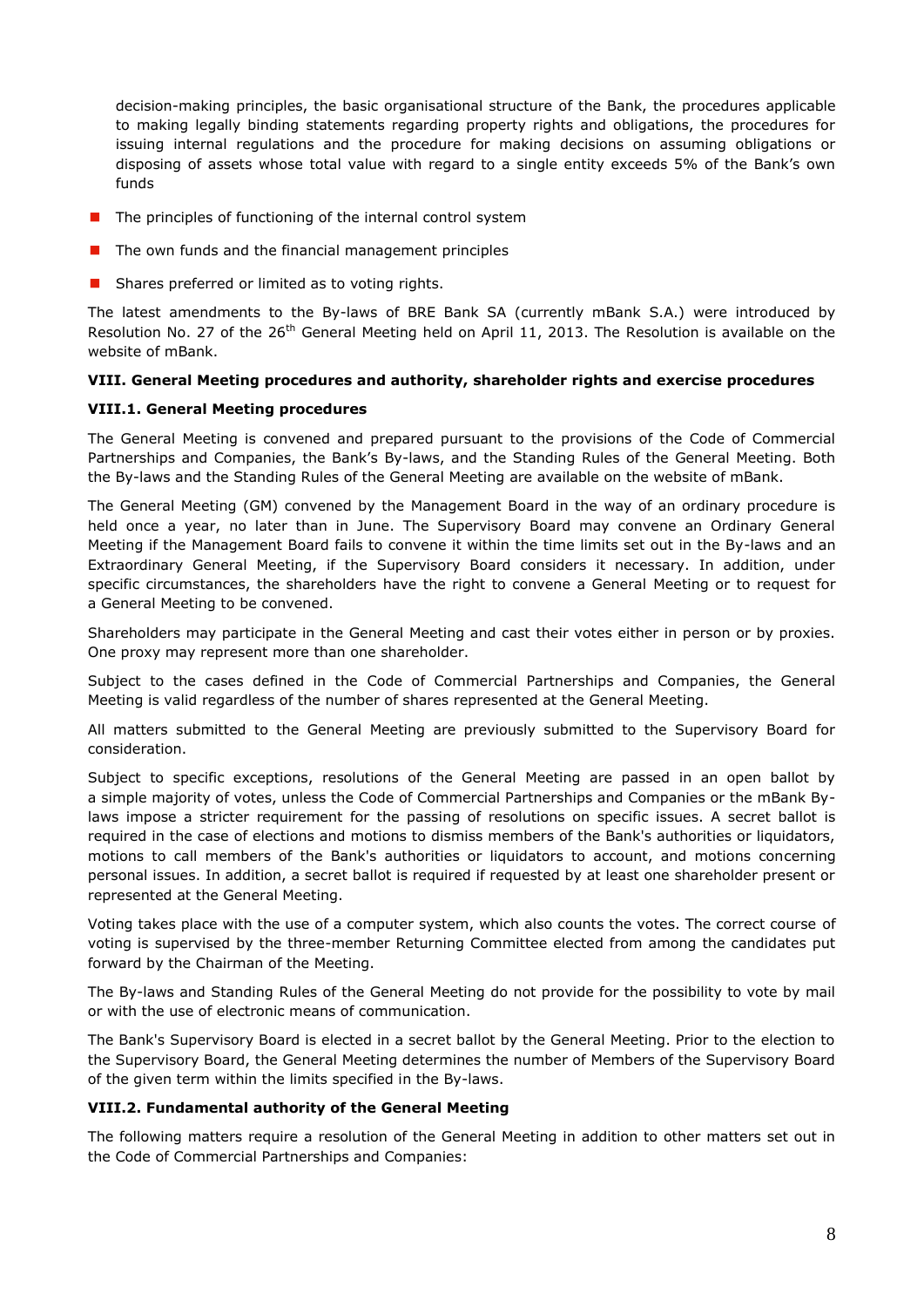decision-making principles, the basic organisational structure of the Bank, the procedures applicable to making legally binding statements regarding property rights and obligations, the procedures for issuing internal regulations and the procedure for making decisions on assuming obligations or disposing of assets whose total value with regard to a single entity exceeds 5% of the Bank's own funds

- The principles of functioning of the internal control system
- The own funds and the financial management principles
- Shares preferred or limited as to voting rights.

The latest amendments to the By-laws of BRE Bank SA (currently mBank S.A.) were introduced by Resolution No. 27 of the 26th General Meeting held on April 11, 2013. The Resolution is available on the website of mBank.

**VIII. General Meeting procedures and authority, shareholder rights and exercise procedures**

**VIII.1. General Meeting procedures**

The General Meeting is convened and prepared pursuant to the provisions of the Code of Commercial Partnerships and Companies, the Bank's By-laws, and the Standing Rules of the General Meeting. Both the By-laws and the Standing Rules of the General Meeting are available on the website of mBank.

The General Meeting (GM) convened by the Management Board in the way of an ordinary procedure is held once a year, no later than in June. The Supervisory Board may convene an Ordinary General Meeting if the Management Board fails to convene it within the time limits set out in the By-laws and an Extraordinary General Meeting, if the Supervisory Board considers it necessary. In addition, under specific circumstances, the shareholders have the right to convene a General Meeting or to request for a General Meeting to be convened.

Shareholders may participate in the General Meeting and cast their votes either in person or by proxies. One proxy may represent more than one shareholder.

Subject to the cases defined in the Code of Commercial Partnerships and Companies, the General Meeting is valid regardless of the number of shares represented at the General Meeting.

All matters submitted to the General Meeting are previously submitted to the Supervisory Board for consideration.

Subject to specific exceptions, resolutions of the General Meeting are passed in an open ballot by a simple majority of votes, unless the Code of Commercial Partnerships and Companies or the mBank By-laws impose a stricter requirement for the passing of resolutions on specific issues. A secret ballot is required in the case of elections and motions to dismiss members of the Bank's authorities or liquidators, motions to call members of the Bank's authorities or liquidators to account, and motions concerning personal issues. In addition, a secret ballot is required if requested by at least one shareholder present or represented at the General Meeting.

Voting takes place with the use of a computer system, which also counts the votes. The correct course of voting is supervised by the three-member Returning Committee elected from among the candidates put forward by the Chairman of the Meeting.

The By-laws and Standing Rules of the General Meeting do not provide for the possibility to vote by mail or with the use of electronic means of communication.

The Bank's Supervisory Board is elected in a secret ballot by the General Meeting. Prior to the election to the Supervisory Board, the General Meeting determines the number of Members of the Supervisory Board of the given term within the limits specified in the By-laws.

**VIII.2. Fundamental authority of the General Meeting**

The following matters require a resolution of the General Meeting in addition to other matters set out in the Code of Commercial Partnerships and Companies: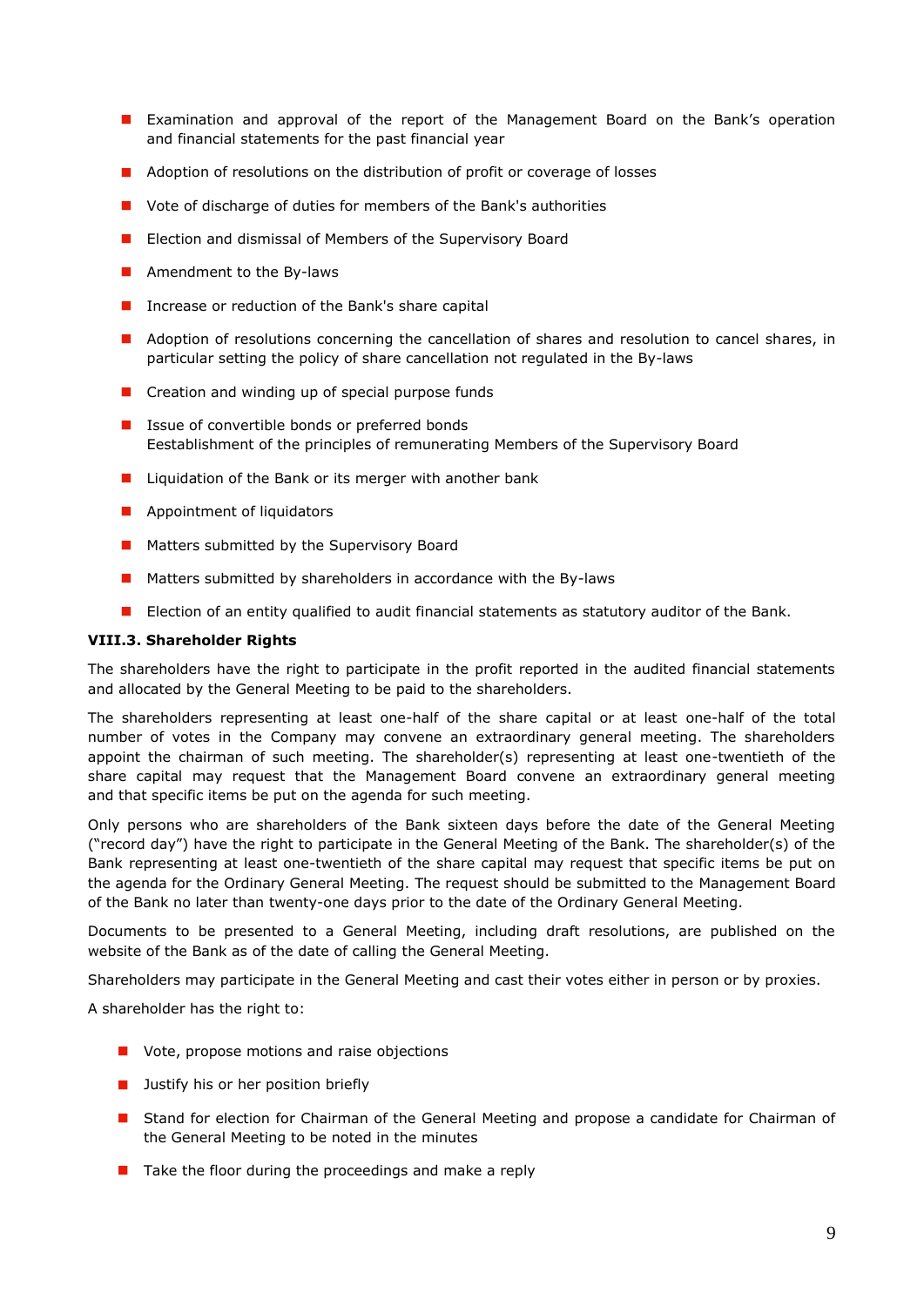- Examination and approval of the report of the Management Board on the Bank's operation and financial statements for the past financial year
- Adoption of resolutions on the distribution of profit or coverage of losses
- Vote of discharge of duties for members of the Bank's authorities
- Election and dismissal of Members of the Supervisory Board
- Amendment to the By-laws
- Increase or reduction of the Bank's share capital
- Adoption of resolutions concerning the cancellation of shares and resolution to cancel shares, in particular setting the policy of share cancellation not regulated in the By-laws
- Creation and winding up of special purpose funds
- Issue of convertible bonds or preferred bonds
  Eestablishment of the principles of remunerating Members of the Supervisory Board
- Liquidation of the Bank or its merger with another bank
- Appointment of liquidators
- Matters submitted by the Supervisory Board
- Matters submitted by shareholders in accordance with the By-laws
- Election of an entity qualified to audit financial statements as statutory auditor of the Bank.

### VIII.3. Shareholder Rights

The shareholders have the right to participate in the profit reported in the audited financial statements and allocated by the General Meeting to be paid to the shareholders.

The shareholders representing at least one-half of the share capital or at least one-half of the total number of votes in the Company may convene an extraordinary general meeting. The shareholders appoint the chairman of such meeting. The shareholder(s) representing at least one-twentieth of the share capital may request that the Management Board convene an extraordinary general meeting and that specific items be put on the agenda for such meeting.

Only persons who are shareholders of the Bank sixteen days before the date of the General Meeting ("record day") have the right to participate in the General Meeting of the Bank. The shareholder(s) of the Bank representing at least one-twentieth of the share capital may request that specific items be put on the agenda for the Ordinary General Meeting. The request should be submitted to the Management Board of the Bank no later than twenty-one days prior to the date of the Ordinary General Meeting.

Documents to be presented to a General Meeting, including draft resolutions, are published on the website of the Bank as of the date of calling the General Meeting.

Shareholders may participate in the General Meeting and cast their votes either in person or by proxies.

A shareholder has the right to:

- Vote, propose motions and raise objections
- Justify his or her position briefly
- Stand for election for Chairman of the General Meeting and propose a candidate for Chairman of the General Meeting to be noted in the minutes
- Take the floor during the proceedings and make a reply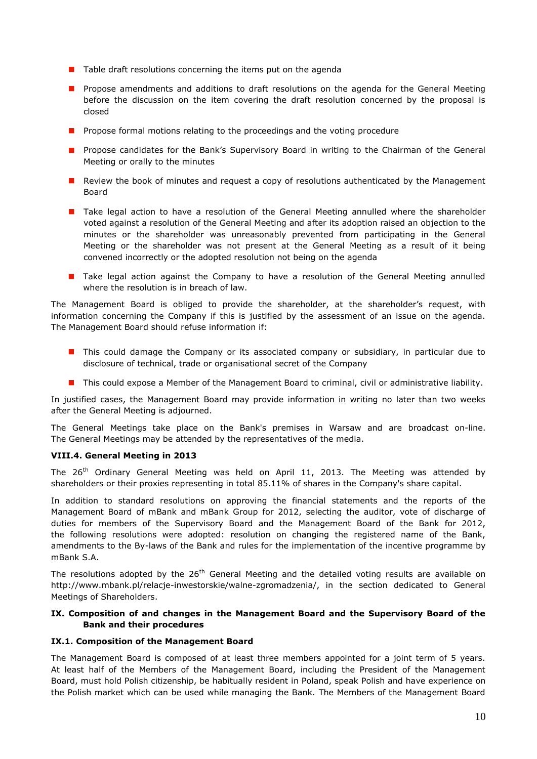- Table draft resolutions concerning the items put on the agenda
- Propose amendments and additions to draft resolutions on the agenda for the General Meeting before the discussion on the item covering the draft resolution concerned by the proposal is closed
- Propose formal motions relating to the proceedings and the voting procedure
- Propose candidates for the Bank's Supervisory Board in writing to the Chairman of the General Meeting or orally to the minutes
- Review the book of minutes and request a copy of resolutions authenticated by the Management Board
- Take legal action to have a resolution of the General Meeting annulled where the shareholder voted against a resolution of the General Meeting and after its adoption raised an objection to the minutes or the shareholder was unreasonably prevented from participating in the General Meeting or the shareholder was not present at the General Meeting as a result of it being convened incorrectly or the adopted resolution not being on the agenda
- Take legal action against the Company to have a resolution of the General Meeting annulled where the resolution is in breach of law.

The Management Board is obliged to provide the shareholder, at the shareholder's request, with information concerning the Company if this is justified by the assessment of an issue on the agenda. The Management Board should refuse information if:

- This could damage the Company or its associated company or subsidiary, in particular due to disclosure of technical, trade or organisational secret of the Company
- This could expose a Member of the Management Board to criminal, civil or administrative liability.

In justified cases, the Management Board may provide information in writing no later than two weeks after the General Meeting is adjourned.

The General Meetings take place on the Bank's premises in Warsaw and are broadcast on-line. The General Meetings may be attended by the representatives of the media.

### VIII.4. General Meeting in 2013

The 26th Ordinary General Meeting was held on April 11, 2013. The Meeting was attended by shareholders or their proxies representing in total 85.11% of shares in the Company's share capital.

In addition to standard resolutions on approving the financial statements and the reports of the Management Board of mBank and mBank Group for 2012, selecting the auditor, vote of discharge of duties for members of the Supervisory Board and the Management Board of the Bank for 2012, the following resolutions were adopted: resolution on changing the registered name of the Bank, amendments to the By-laws of the Bank and rules for the implementation of the incentive programme by mBank S.A.

The resolutions adopted by the 26th General Meeting and the detailed voting results are available on http://www.mbank.pl/relacje-inwestorskie/walne-zgromadzenia/, in the section dedicated to General Meetings of Shareholders.

## IX. Composition of and changes in the Management Board and the Supervisory Board of the Bank and their procedures

### IX.1. Composition of the Management Board

The Management Board is composed of at least three members appointed for a joint term of 5 years. At least half of the Members of the Management Board, including the President of the Management Board, must hold Polish citizenship, be habitually resident in Poland, speak Polish and have experience on the Polish market which can be used while managing the Bank. The Members of the Management Board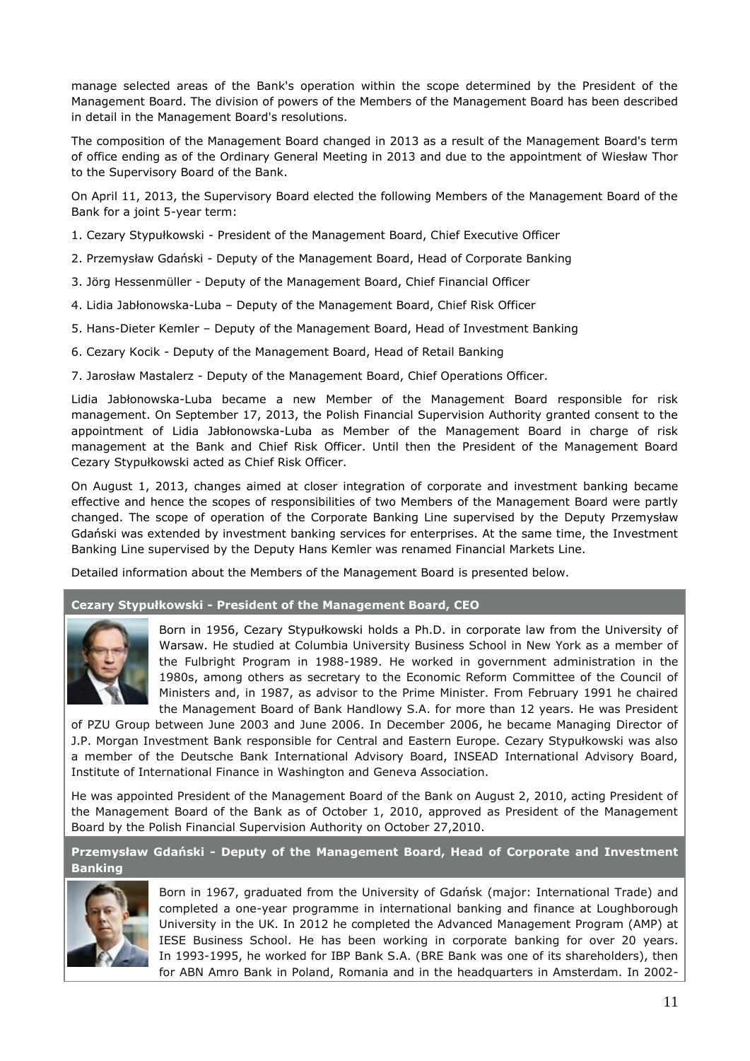manage selected areas of the Bank's operation within the scope determined by the President of the Management Board. The division of powers of the Members of the Management Board has been described in detail in the Management Board's resolutions.

The composition of the Management Board changed in 2013 as a result of the Management Board's term of office ending as of the Ordinary General Meeting in 2013 and due to the appointment of Wiesław Thor to the Supervisory Board of the Bank.

On April 11, 2013, the Supervisory Board elected the following Members of the Management Board of the Bank for a joint 5-year term:

1. Cezary Stypułkowski - President of the Management Board, Chief Executive Officer
2. Przemysław Gdański - Deputy of the Management Board, Head of Corporate Banking
3. Jörg Hessenmüller - Deputy of the Management Board, Chief Financial Officer
4. Lidia Jabłonowska-Luba – Deputy of the Management Board, Chief Risk Officer
5. Hans-Dieter Kemler – Deputy of the Management Board, Head of Investment Banking
6. Cezary Kocik - Deputy of the Management Board, Head of Retail Banking
7. Jarosław Mastalerz - Deputy of the Management Board, Chief Operations Officer.

Lidia Jabłonowska-Luba became a new Member of the Management Board responsible for risk management. On September 17, 2013, the Polish Financial Supervision Authority granted consent to the appointment of Lidia Jabłonowska-Luba as Member of the Management Board in charge of risk management at the Bank and Chief Risk Officer. Until then the President of the Management Board Cezary Stypułkowski acted as Chief Risk Officer.

On August 1, 2013, changes aimed at closer integration of corporate and investment banking became effective and hence the scopes of responsibilities of two Members of the Management Board were partly changed. The scope of operation of the Corporate Banking Line supervised by the Deputy Przemysław Gdański was extended by investment banking services for enterprises. At the same time, the Investment Banking Line supervised by the Deputy Hans Kemler was renamed Financial Markets Line.

Detailed information about the Members of the Management Board is presented below.

**Cezary Stypułkowski - President of the Management Board, CEO**

Born in 1956, Cezary Stypułkowski holds a Ph.D. in corporate law from the University of Warsaw. He studied at Columbia University Business School in New York as a member of the Fulbright Program in 1988-1989. He worked in government administration in the 1980s, among others as secretary to the Economic Reform Committee of the Council of Ministers and, in 1987, as advisor to the Prime Minister. From February 1991 he chaired the Management Board of Bank Handlowy S.A. for more than 12 years. He was President of PZU Group between June 2003 and June 2006. In December 2006, he became Managing Director of J.P. Morgan Investment Bank responsible for Central and Eastern Europe. Cezary Stypułkowski was also a member of the Deutsche Bank International Advisory Board, INSEAD International Advisory Board, Institute of International Finance in Washington and Geneva Association.

He was appointed President of the Management Board of the Bank on August 2, 2010, acting President of the Management Board of the Bank as of October 1, 2010, approved as President of the Management Board by the Polish Financial Supervision Authority on October 27,2010.

**Przemysław Gdański - Deputy of the Management Board, Head of Corporate and Investment Banking**

Born in 1967, graduated from the University of Gdańsk (major: International Trade) and completed a one-year programme in international banking and finance at Loughborough University in the UK. In 2012 he completed the Advanced Management Program (AMP) at IESE Business School. He has been working in corporate banking for over 20 years. In 1993-1995, he worked for IBP Bank S.A. (BRE Bank was one of its shareholders), then for ABN Amro Bank in Poland, Romania and in the headquarters in Amsterdam. In 2002-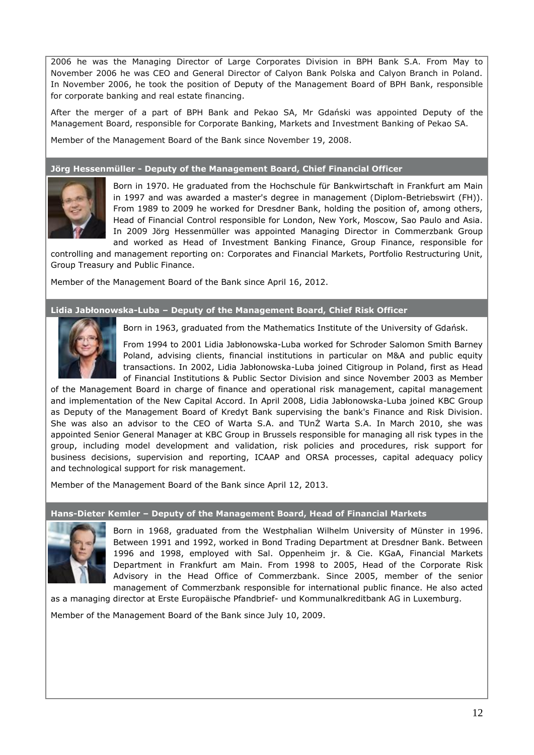2006 he was the Managing Director of Large Corporates Division in BPH Bank S.A. From May to November 2006 he was CEO and General Director of Calyon Bank Polska and Calyon Branch in Poland. In November 2006, he took the position of Deputy of the Management Board of BPH Bank, responsible for corporate banking and real estate financing.

After the merger of a part of BPH Bank and Pekao SA, Mr Gdański was appointed Deputy of the Management Board, responsible for Corporate Banking, Markets and Investment Banking of Pekao SA.

Member of the Management Board of the Bank since November 19, 2008.

### Jörg Hessenmüller - Deputy of the Management Board, Chief Financial Officer

Born in 1970. He graduated from the Hochschule für Bankwirtschaft in Frankfurt am Main in 1997 and was awarded a master's degree in management (Diplom-Betriebswirt (FH)). From 1989 to 2009 he worked for Dresdner Bank, holding the position of, among others, Head of Financial Control responsible for London, New York, Moscow, Sao Paulo and Asia. In 2009 Jörg Hessenmüller was appointed Managing Director in Commerzbank Group and worked as Head of Investment Banking Finance, Group Finance, responsible for controlling and management reporting on: Corporates and Financial Markets, Portfolio Restructuring Unit, Group Treasury and Public Finance.

Member of the Management Board of the Bank since April 16, 2012.

### Lidia Jabłonowska-Luba – Deputy of the Management Board, Chief Risk Officer

Born in 1963, graduated from the Mathematics Institute of the University of Gdańsk.

From 1994 to 2001 Lidia Jabłonowska-Luba worked for Schroder Salomon Smith Barney Poland, advising clients, financial institutions in particular on M&A and public equity transactions. In 2002, Lidia Jabłonowska-Luba joined Citigroup in Poland, first as Head of Financial Institutions & Public Sector Division and since November 2003 as Member of the Management Board in charge of finance and operational risk management, capital management and implementation of the New Capital Accord. In April 2008, Lidia Jabłonowska-Luba joined KBC Group as Deputy of the Management Board of Kredyt Bank supervising the bank's Finance and Risk Division. She was also an advisor to the CEO of Warta S.A. and TUnŻ Warta S.A. In March 2010, she was appointed Senior General Manager at KBC Group in Brussels responsible for managing all risk types in the group, including model development and validation, risk policies and procedures, risk support for business decisions, supervision and reporting, ICAAP and ORSA processes, capital adequacy policy and technological support for risk management.

Member of the Management Board of the Bank since April 12, 2013.

### Hans-Dieter Kemler – Deputy of the Management Board, Head of Financial Markets

Born in 1968, graduated from the Westphalian Wilhelm University of Münster in 1996. Between 1991 and 1992, worked in Bond Trading Department at Dresdner Bank. Between 1996 and 1998, employed with Sal. Oppenheim jr. & Cie. KGaA, Financial Markets Department in Frankfurt am Main. From 1998 to 2005, Head of the Corporate Risk Advisory in the Head Office of Commerzbank. Since 2005, member of the senior management of Commerzbank responsible for international public finance. He also acted as a managing director at Erste Europäische Pfandbrief- und Kommunalkreditbank AG in Luxemburg.

Member of the Management Board of the Bank since July 10, 2009.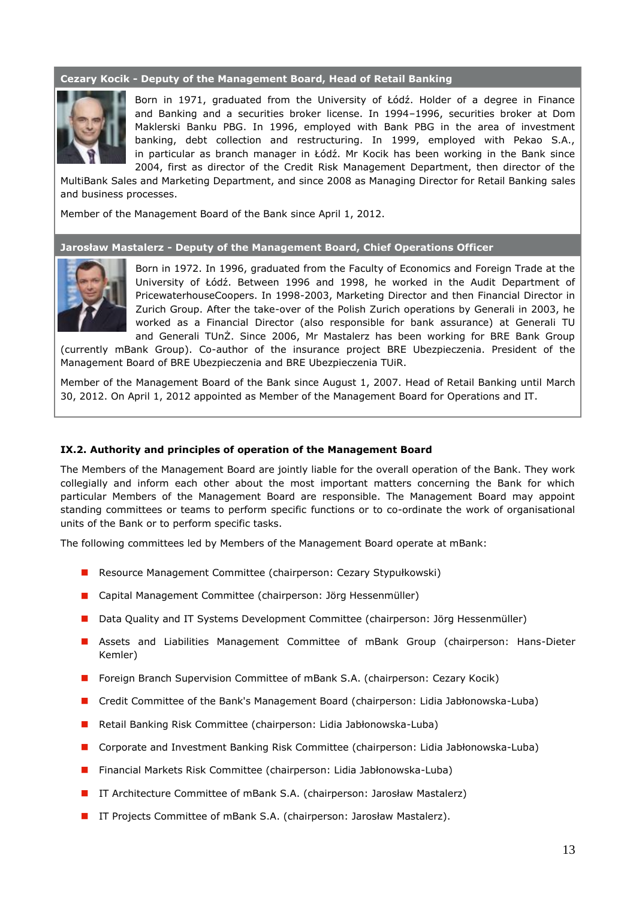**Cezary Kocik - Deputy of the Management Board, Head of Retail Banking**

Born in 1971, graduated from the University of Łódź. Holder of a degree in Finance and Banking and a securities broker license. In 1994–1996, securities broker at Dom Maklerski Banku PBG. In 1996, employed with Bank PBG in the area of investment banking, debt collection and restructuring. In 1999, employed with Pekao S.A., in particular as branch manager in Łódź. Mr Kocik has been working in the Bank since 2004, first as director of the Credit Risk Management Department, then director of the MultiBank Sales and Marketing Department, and since 2008 as Managing Director for Retail Banking sales and business processes.

Member of the Management Board of the Bank since April 1, 2012.

**Jarosław Mastalerz - Deputy of the Management Board, Chief Operations Officer**

Born in 1972. In 1996, graduated from the Faculty of Economics and Foreign Trade at the University of Łódź. Between 1996 and 1998, he worked in the Audit Department of PricewaterhouseCoopers. In 1998-2003, Marketing Director and then Financial Director in Zurich Group. After the take-over of the Polish Zurich operations by Generali in 2003, he worked as a Financial Director (also responsible for bank assurance) at Generali TU and Generali TUnŻ. Since 2006, Mr Mastalerz has been working for BRE Bank Group (currently mBank Group). Co-author of the insurance project BRE Ubezpieczenia. President of the Management Board of BRE Ubezpieczenia and BRE Ubezpieczenia TUiR.

Member of the Management Board of the Bank since August 1, 2007. Head of Retail Banking until March 30, 2012. On April 1, 2012 appointed as Member of the Management Board for Operations and IT.

### IX.2. Authority and principles of operation of the Management Board

The Members of the Management Board are jointly liable for the overall operation of the Bank. They work collegially and inform each other about the most important matters concerning the Bank for which particular Members of the Management Board are responsible. The Management Board may appoint standing committees or teams to perform specific functions or to co-ordinate the work of organisational units of the Bank or to perform specific tasks.

The following committees led by Members of the Management Board operate at mBank:

- Resource Management Committee (chairperson: Cezary Stypułkowski)
- Capital Management Committee (chairperson: Jörg Hessenmüller)
- Data Quality and IT Systems Development Committee (chairperson: Jörg Hessenmüller)
- Assets and Liabilities Management Committee of mBank Group (chairperson: Hans-Dieter Kemler)
- Foreign Branch Supervision Committee of mBank S.A. (chairperson: Cezary Kocik)
- Credit Committee of the Bank's Management Board (chairperson: Lidia Jabłonowska-Luba)
- Retail Banking Risk Committee (chairperson: Lidia Jabłonowska-Luba)
- Corporate and Investment Banking Risk Committee (chairperson: Lidia Jabłonowska-Luba)
- Financial Markets Risk Committee (chairperson: Lidia Jabłonowska-Luba)
- IT Architecture Committee of mBank S.A. (chairperson: Jarosław Mastalerz)
- IT Projects Committee of mBank S.A. (chairperson: Jarosław Mastalerz).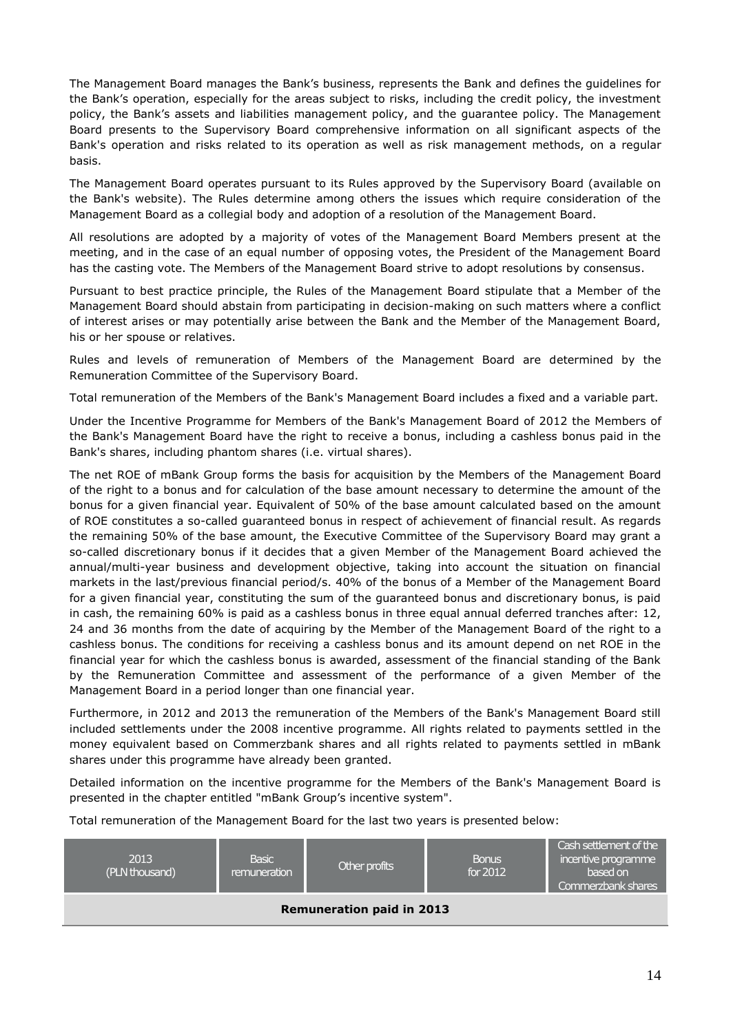The Management Board manages the Bank's business, represents the Bank and defines the guidelines for the Bank's operation, especially for the areas subject to risks, including the credit policy, the investment policy, the Bank's assets and liabilities management policy, and the guarantee policy. The Management Board presents to the Supervisory Board comprehensive information on all significant aspects of the Bank's operation and risks related to its operation as well as risk management methods, on a regular basis.

The Management Board operates pursuant to its Rules approved by the Supervisory Board (available on the Bank's website). The Rules determine among others the issues which require consideration of the Management Board as a collegial body and adoption of a resolution of the Management Board.

All resolutions are adopted by a majority of votes of the Management Board Members present at the meeting, and in the case of an equal number of opposing votes, the President of the Management Board has the casting vote. The Members of the Management Board strive to adopt resolutions by consensus.

Pursuant to best practice principle, the Rules of the Management Board stipulate that a Member of the Management Board should abstain from participating in decision-making on such matters where a conflict of interest arises or may potentially arise between the Bank and the Member of the Management Board, his or her spouse or relatives.

Rules and levels of remuneration of Members of the Management Board are determined by the Remuneration Committee of the Supervisory Board.

Total remuneration of the Members of the Bank's Management Board includes a fixed and a variable part.

Under the Incentive Programme for Members of the Bank's Management Board of 2012 the Members of the Bank's Management Board have the right to receive a bonus, including a cashless bonus paid in the Bank's shares, including phantom shares (i.e. virtual shares).

The net ROE of mBank Group forms the basis for acquisition by the Members of the Management Board of the right to a bonus and for calculation of the base amount necessary to determine the amount of the bonus for a given financial year. Equivalent of 50% of the base amount calculated based on the amount of ROE constitutes a so-called guaranteed bonus in respect of achievement of financial result. As regards the remaining 50% of the base amount, the Executive Committee of the Supervisory Board may grant a so-called discretionary bonus if it decides that a given Member of the Management Board achieved the annual/multi-year business and development objective, taking into account the situation on financial markets in the last/previous financial period/s. 40% of the bonus of a Member of the Management Board for a given financial year, constituting the sum of the guaranteed bonus and discretionary bonus, is paid in cash, the remaining 60% is paid as a cashless bonus in three equal annual deferred tranches after: 12, 24 and 36 months from the date of acquiring by the Member of the Management Board of the right to a cashless bonus. The conditions for receiving a cashless bonus and its amount depend on net ROE in the financial year for which the cashless bonus is awarded, assessment of the financial standing of the Bank by the Remuneration Committee and assessment of the performance of a given Member of the Management Board in a period longer than one financial year.

Furthermore, in 2012 and 2013 the remuneration of the Members of the Bank's Management Board still included settlements under the 2008 incentive programme. All rights related to payments settled in the money equivalent based on Commerzbank shares and all rights related to payments settled in mBank shares under this programme have already been granted.

Detailed information on the incentive programme for the Members of the Bank's Management Board is presented in the chapter entitled "mBank Group's incentive system".

Total remuneration of the Management Board for the last two years is presented below:

| 2013 (PLN thousand) | Basic remuneration | Other profits | Bonus for 2012 | Cash settlement of the incentive programme based on Commerzbank shares |
|---|---|---|---|---|
| **Remuneration paid in 2013** | | | | |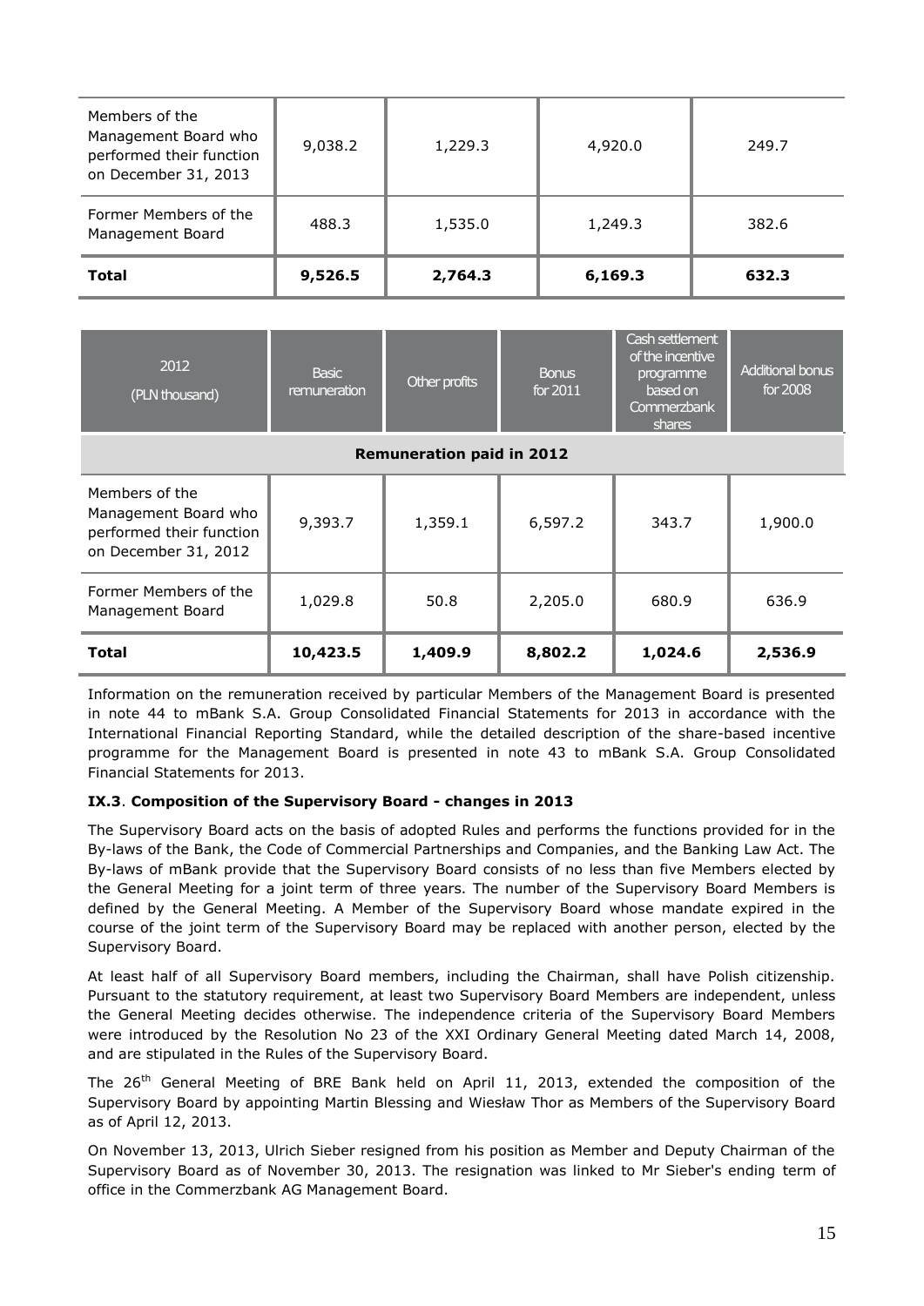| | | | | |
|---|---|---|---|---|
| Members of the Management Board who performed their function on December 31, 2013 | 9,038.2 | 1,229.3 | 4,920.0 | 249.7 |
| Former Members of the Management Board | 488.3 | 1,535.0 | 1,249.3 | 382.6 |
| **Total** | **9,526.5** | **2,764.3** | **6,169.3** | **632.3** |

| 2012 (PLN thousand) | Basic remuneration | Other profits | Bonus for 2011 | Cash settlement of the incentive programme based on Commerzbank shares | Additional bonus for 2008 |
|---|---|---|---|---|---|
| **Remuneration paid in 2012** | | | | | |
| Members of the Management Board who performed their function on December 31, 2012 | 9,393.7 | 1,359.1 | 6,597.2 | 343.7 | 1,900.0 |
| Former Members of the Management Board | 1,029.8 | 50.8 | 2,205.0 | 680.9 | 636.9 |
| **Total** | **10,423.5** | **1,409.9** | **8,802.2** | **1,024.6** | **2,536.9** |

Information on the remuneration received by particular Members of the Management Board is presented in note 44 to mBank S.A. Group Consolidated Financial Statements for 2013 in accordance with the International Financial Reporting Standard, while the detailed description of the share-based incentive programme for the Management Board is presented in note 43 to mBank S.A. Group Consolidated Financial Statements for 2013.

#### IX.3. Composition of the Supervisory Board - changes in 2013

The Supervisory Board acts on the basis of adopted Rules and performs the functions provided for in the By-laws of the Bank, the Code of Commercial Partnerships and Companies, and the Banking Law Act. The By-laws of mBank provide that the Supervisory Board consists of no less than five Members elected by the General Meeting for a joint term of three years. The number of the Supervisory Board Members is defined by the General Meeting. A Member of the Supervisory Board whose mandate expired in the course of the joint term of the Supervisory Board may be replaced with another person, elected by the Supervisory Board.

At least half of all Supervisory Board members, including the Chairman, shall have Polish citizenship. Pursuant to the statutory requirement, at least two Supervisory Board Members are independent, unless the General Meeting decides otherwise. The independence criteria of the Supervisory Board Members were introduced by the Resolution No 23 of the XXI Ordinary General Meeting dated March 14, 2008, and are stipulated in the Rules of the Supervisory Board.

The 26th General Meeting of BRE Bank held on April 11, 2013, extended the composition of the Supervisory Board by appointing Martin Blessing and Wiesław Thor as Members of the Supervisory Board as of April 12, 2013.

On November 13, 2013, Ulrich Sieber resigned from his position as Member and Deputy Chairman of the Supervisory Board as of November 30, 2013. The resignation was linked to Mr Sieber's ending term of office in the Commerzbank AG Management Board.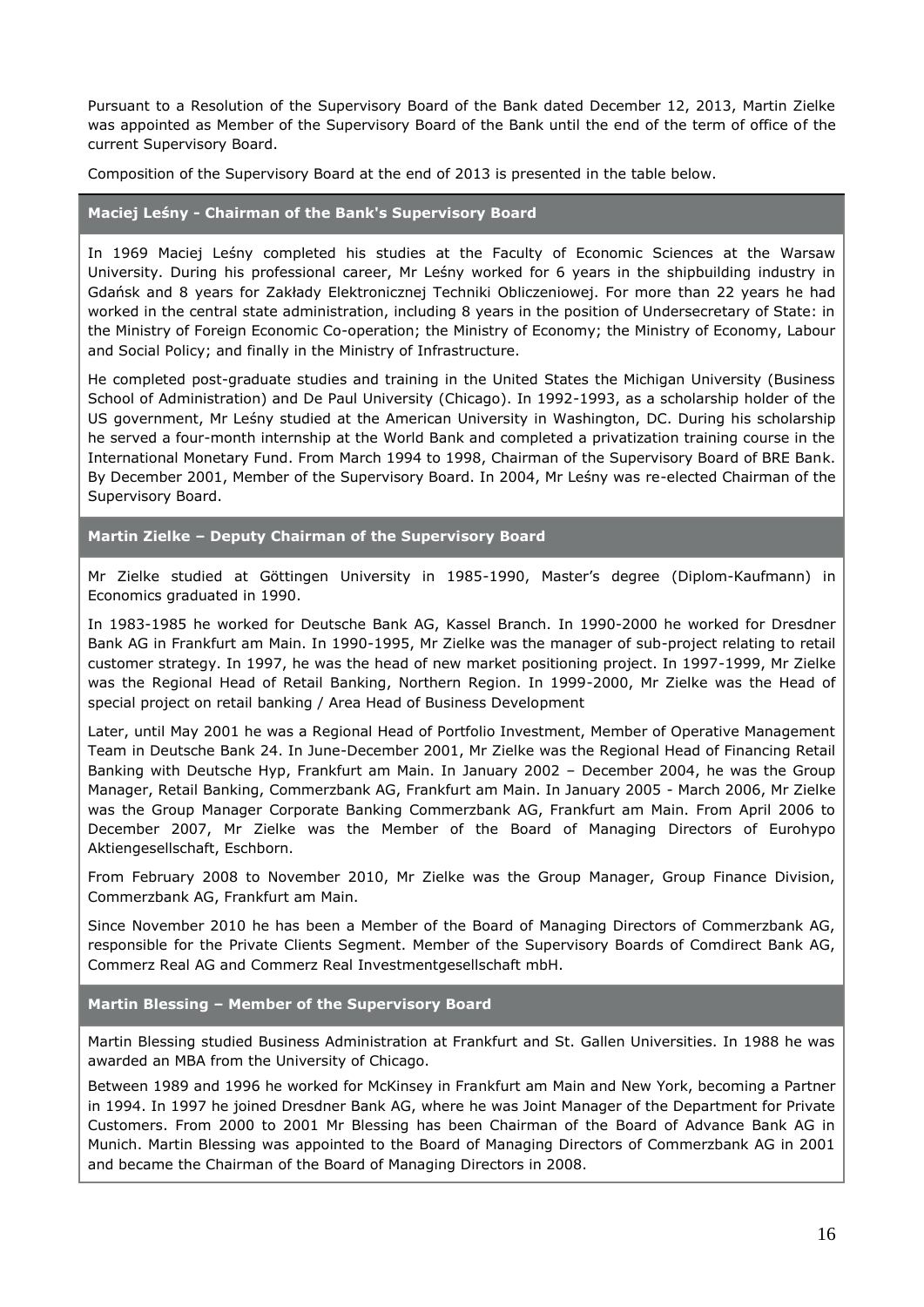Pursuant to a Resolution of the Supervisory Board of the Bank dated December 12, 2013, Martin Zielke was appointed as Member of the Supervisory Board of the Bank until the end of the term of office of the current Supervisory Board.

Composition of the Supervisory Board at the end of 2013 is presented in the table below.

**Maciej Leśny - Chairman of the Bank's Supervisory Board**

In 1969 Maciej Leśny completed his studies at the Faculty of Economic Sciences at the Warsaw University. During his professional career, Mr Leśny worked for 6 years in the shipbuilding industry in Gdańsk and 8 years for Zakłady Elektronicznej Techniki Obliczeniowej. For more than 22 years he had worked in the central state administration, including 8 years in the position of Undersecretary of State: in the Ministry of Foreign Economic Co-operation; the Ministry of Economy; the Ministry of Economy, Labour and Social Policy; and finally in the Ministry of Infrastructure.

He completed post-graduate studies and training in the United States the Michigan University (Business School of Administration) and De Paul University (Chicago). In 1992-1993, as a scholarship holder of the US government, Mr Leśny studied at the American University in Washington, DC. During his scholarship he served a four-month internship at the World Bank and completed a privatization training course in the International Monetary Fund. From March 1994 to 1998, Chairman of the Supervisory Board of BRE Bank. By December 2001, Member of the Supervisory Board. In 2004, Mr Leśny was re-elected Chairman of the Supervisory Board.

**Martin Zielke – Deputy Chairman of the Supervisory Board**

Mr Zielke studied at Göttingen University in 1985-1990, Master's degree (Diplom-Kaufmann) in Economics graduated in 1990.

In 1983-1985 he worked for Deutsche Bank AG, Kassel Branch. In 1990-2000 he worked for Dresdner Bank AG in Frankfurt am Main. In 1990-1995, Mr Zielke was the manager of sub-project relating to retail customer strategy. In 1997, he was the head of new market positioning project. In 1997-1999, Mr Zielke was the Regional Head of Retail Banking, Northern Region. In 1999-2000, Mr Zielke was the Head of special project on retail banking / Area Head of Business Development

Later, until May 2001 he was a Regional Head of Portfolio Investment, Member of Operative Management Team in Deutsche Bank 24. In June-December 2001, Mr Zielke was the Regional Head of Financing Retail Banking with Deutsche Hyp, Frankfurt am Main. In January 2002 – December 2004, he was the Group Manager, Retail Banking, Commerzbank AG, Frankfurt am Main. In January 2005 - March 2006, Mr Zielke was the Group Manager Corporate Banking Commerzbank AG, Frankfurt am Main. From April 2006 to December 2007, Mr Zielke was the Member of the Board of Managing Directors of Eurohypo Aktiengesellschaft, Eschborn.

From February 2008 to November 2010, Mr Zielke was the Group Manager, Group Finance Division, Commerzbank AG, Frankfurt am Main.

Since November 2010 he has been a Member of the Board of Managing Directors of Commerzbank AG, responsible for the Private Clients Segment. Member of the Supervisory Boards of Comdirect Bank AG, Commerz Real AG and Commerz Real Investmentgesellschaft mbH.

**Martin Blessing – Member of the Supervisory Board**

Martin Blessing studied Business Administration at Frankfurt and St. Gallen Universities. In 1988 he was awarded an MBA from the University of Chicago.

Between 1989 and 1996 he worked for McKinsey in Frankfurt am Main and New York, becoming a Partner in 1994. In 1997 he joined Dresdner Bank AG, where he was Joint Manager of the Department for Private Customers. From 2000 to 2001 Mr Blessing has been Chairman of the Board of Advance Bank AG in Munich. Martin Blessing was appointed to the Board of Managing Directors of Commerzbank AG in 2001 and became the Chairman of the Board of Managing Directors in 2008.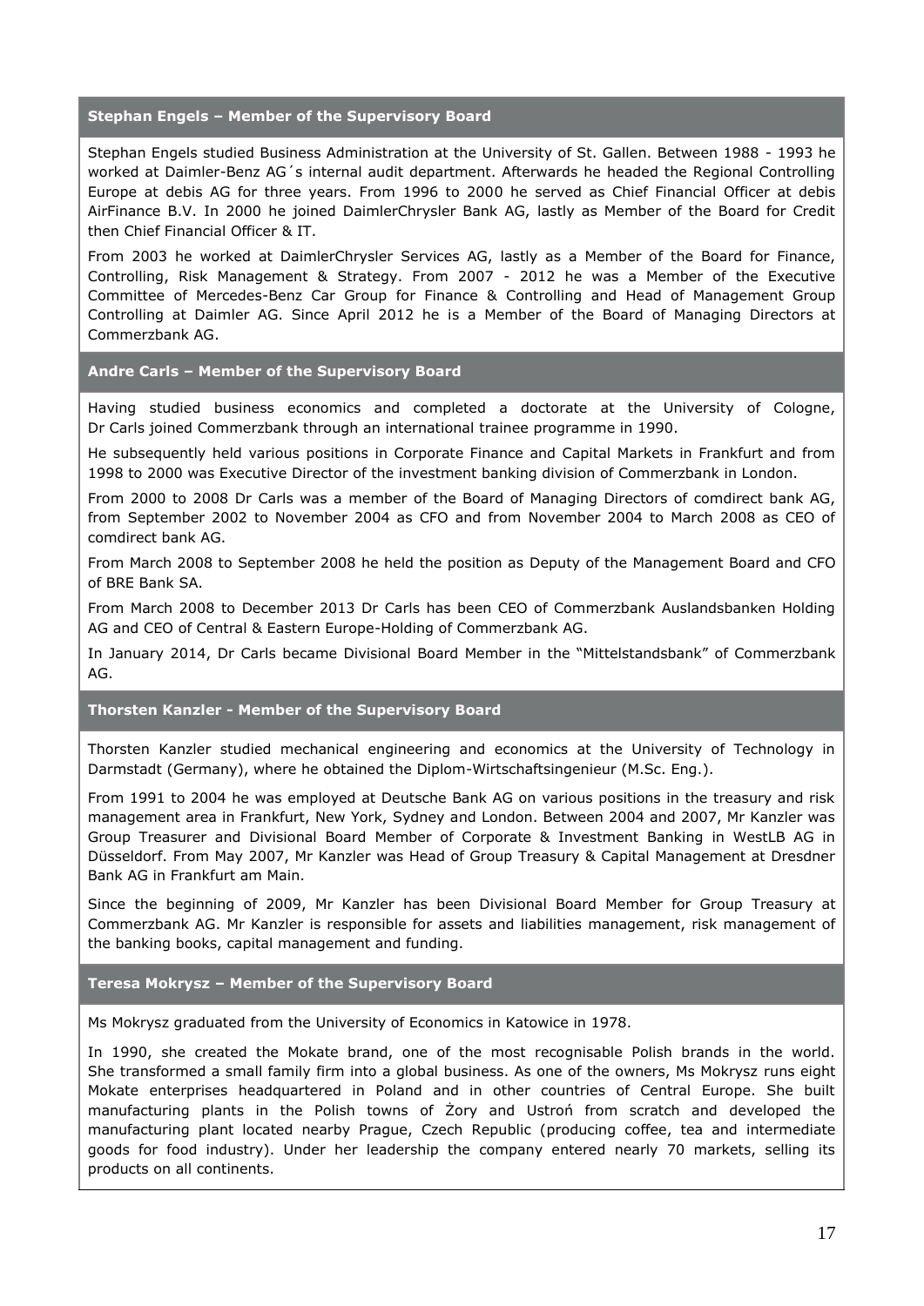### Stephan Engels – Member of the Supervisory Board

Stephan Engels studied Business Administration at the University of St. Gallen. Between 1988 - 1993 he worked at Daimler-Benz AG´s internal audit department. Afterwards he headed the Regional Controlling Europe at debis AG for three years. From 1996 to 2000 he served as Chief Financial Officer at debis AirFinance B.V. In 2000 he joined DaimlerChrysler Bank AG, lastly as Member of the Board for Credit then Chief Financial Officer & IT.

From 2003 he worked at DaimlerChrysler Services AG, lastly as a Member of the Board for Finance, Controlling, Risk Management & Strategy. From 2007 - 2012 he was a Member of the Executive Committee of Mercedes-Benz Car Group for Finance & Controlling and Head of Management Group Controlling at Daimler AG. Since April 2012 he is a Member of the Board of Managing Directors at Commerzbank AG.

### Andre Carls – Member of the Supervisory Board

Having studied business economics and completed a doctorate at the University of Cologne, Dr Carls joined Commerzbank through an international trainee programme in 1990.

He subsequently held various positions in Corporate Finance and Capital Markets in Frankfurt and from 1998 to 2000 was Executive Director of the investment banking division of Commerzbank in London.

From 2000 to 2008 Dr Carls was a member of the Board of Managing Directors of comdirect bank AG, from September 2002 to November 2004 as CFO and from November 2004 to March 2008 as CEO of comdirect bank AG.

From March 2008 to September 2008 he held the position as Deputy of the Management Board and CFO of BRE Bank SA.

From March 2008 to December 2013 Dr Carls has been CEO of Commerzbank Auslandsbanken Holding AG and CEO of Central & Eastern Europe-Holding of Commerzbank AG.

In January 2014, Dr Carls became Divisional Board Member in the "Mittelstandsbank" of Commerzbank AG.

### Thorsten Kanzler - Member of the Supervisory Board

Thorsten Kanzler studied mechanical engineering and economics at the University of Technology in Darmstadt (Germany), where he obtained the Diplom-Wirtschaftsingenieur (M.Sc. Eng.).

From 1991 to 2004 he was employed at Deutsche Bank AG on various positions in the treasury and risk management area in Frankfurt, New York, Sydney and London. Between 2004 and 2007, Mr Kanzler was Group Treasurer and Divisional Board Member of Corporate & Investment Banking in WestLB AG in Düsseldorf. From May 2007, Mr Kanzler was Head of Group Treasury & Capital Management at Dresdner Bank AG in Frankfurt am Main.

Since the beginning of 2009, Mr Kanzler has been Divisional Board Member for Group Treasury at Commerzbank AG. Mr Kanzler is responsible for assets and liabilities management, risk management of the banking books, capital management and funding.

### Teresa Mokrysz – Member of the Supervisory Board

Ms Mokrysz graduated from the University of Economics in Katowice in 1978.

In 1990, she created the Mokate brand, one of the most recognisable Polish brands in the world. She transformed a small family firm into a global business. As one of the owners, Ms Mokrysz runs eight Mokate enterprises headquartered in Poland and in other countries of Central Europe. She built manufacturing plants in the Polish towns of Żory and Ustroń from scratch and developed the manufacturing plant located nearby Prague, Czech Republic (producing coffee, tea and intermediate goods for food industry). Under her leadership the company entered nearly 70 markets, selling its products on all continents.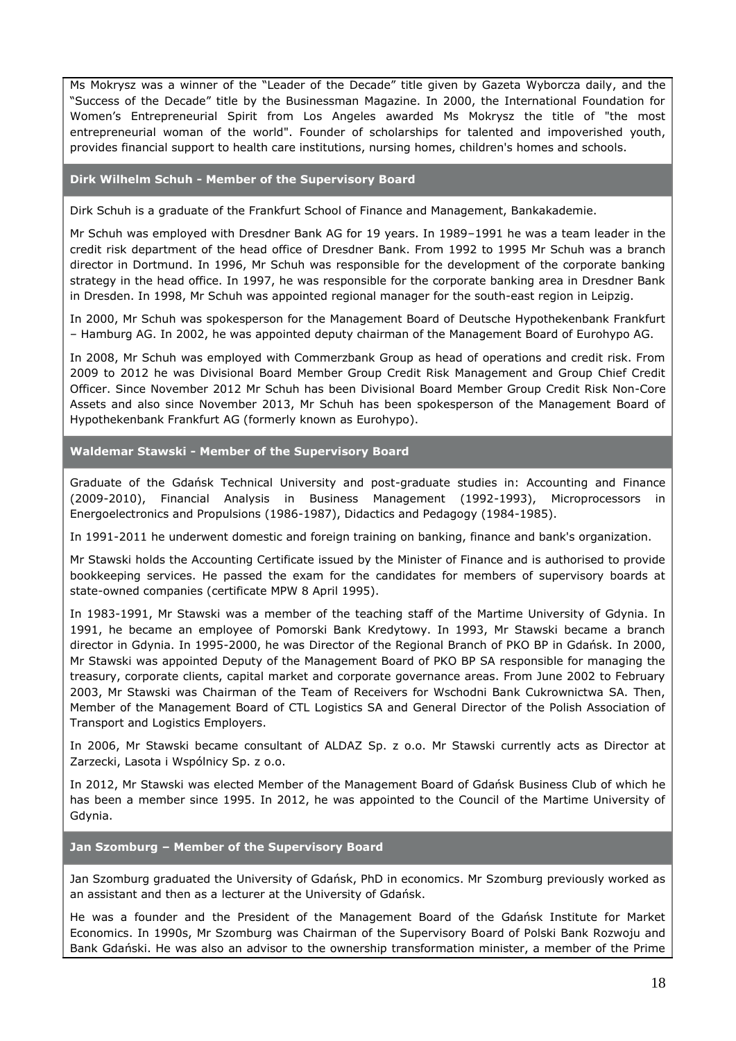Ms Mokrysz was a winner of the "Leader of the Decade" title given by Gazeta Wyborcza daily, and the "Success of the Decade" title by the Businessman Magazine. In 2000, the International Foundation for Women's Entrepreneurial Spirit from Los Angeles awarded Ms Mokrysz the title of "the most entrepreneurial woman of the world". Founder of scholarships for talented and impoverished youth, provides financial support to health care institutions, nursing homes, children's homes and schools.

### Dirk Wilhelm Schuh - Member of the Supervisory Board

Dirk Schuh is a graduate of the Frankfurt School of Finance and Management, Bankakademie.

Mr Schuh was employed with Dresdner Bank AG for 19 years. In 1989–1991 he was a team leader in the credit risk department of the head office of Dresdner Bank. From 1992 to 1995 Mr Schuh was a branch director in Dortmund. In 1996, Mr Schuh was responsible for the development of the corporate banking strategy in the head office. In 1997, he was responsible for the corporate banking area in Dresdner Bank in Dresden. In 1998, Mr Schuh was appointed regional manager for the south-east region in Leipzig.

In 2000, Mr Schuh was spokesperson for the Management Board of Deutsche Hypothekenbank Frankfurt – Hamburg AG. In 2002, he was appointed deputy chairman of the Management Board of Eurohypo AG.

In 2008, Mr Schuh was employed with Commerzbank Group as head of operations and credit risk. From 2009 to 2012 he was Divisional Board Member Group Credit Risk Management and Group Chief Credit Officer. Since November 2012 Mr Schuh has been Divisional Board Member Group Credit Risk Non-Core Assets and also since November 2013, Mr Schuh has been spokesperson of the Management Board of Hypothekenbank Frankfurt AG (formerly known as Eurohypo).

### Waldemar Stawski - Member of the Supervisory Board

Graduate of the Gdańsk Technical University and post-graduate studies in: Accounting and Finance (2009-2010), Financial Analysis in Business Management (1992-1993), Microprocessors in Energoelectronics and Propulsions (1986-1987), Didactics and Pedagogy (1984-1985).

In 1991-2011 he underwent domestic and foreign training on banking, finance and bank's organization.

Mr Stawski holds the Accounting Certificate issued by the Minister of Finance and is authorised to provide bookkeeping services. He passed the exam for the candidates for members of supervisory boards at state-owned companies (certificate MPW 8 April 1995).

In 1983-1991, Mr Stawski was a member of the teaching staff of the Martime University of Gdynia. In 1991, he became an employee of Pomorski Bank Kredytowy. In 1993, Mr Stawski became a branch director in Gdynia. In 1995-2000, he was Director of the Regional Branch of PKO BP in Gdańsk. In 2000, Mr Stawski was appointed Deputy of the Management Board of PKO BP SA responsible for managing the treasury, corporate clients, capital market and corporate governance areas. From June 2002 to February 2003, Mr Stawski was Chairman of the Team of Receivers for Wschodni Bank Cukrownictwa SA. Then, Member of the Management Board of CTL Logistics SA and General Director of the Polish Association of Transport and Logistics Employers.

In 2006, Mr Stawski became consultant of ALDAZ Sp. z o.o. Mr Stawski currently acts as Director at Zarzecki, Lasota i Wspólnicy Sp. z o.o.

In 2012, Mr Stawski was elected Member of the Management Board of Gdańsk Business Club of which he has been a member since 1995. In 2012, he was appointed to the Council of the Martime University of Gdynia.

### Jan Szomburg – Member of the Supervisory Board

Jan Szomburg graduated the University of Gdańsk, PhD in economics. Mr Szomburg previously worked as an assistant and then as a lecturer at the University of Gdańsk.

He was a founder and the President of the Management Board of the Gdańsk Institute for Market Economics. In 1990s, Mr Szomburg was Chairman of the Supervisory Board of Polski Bank Rozwoju and Bank Gdański. He was also an advisor to the ownership transformation minister, a member of the Prime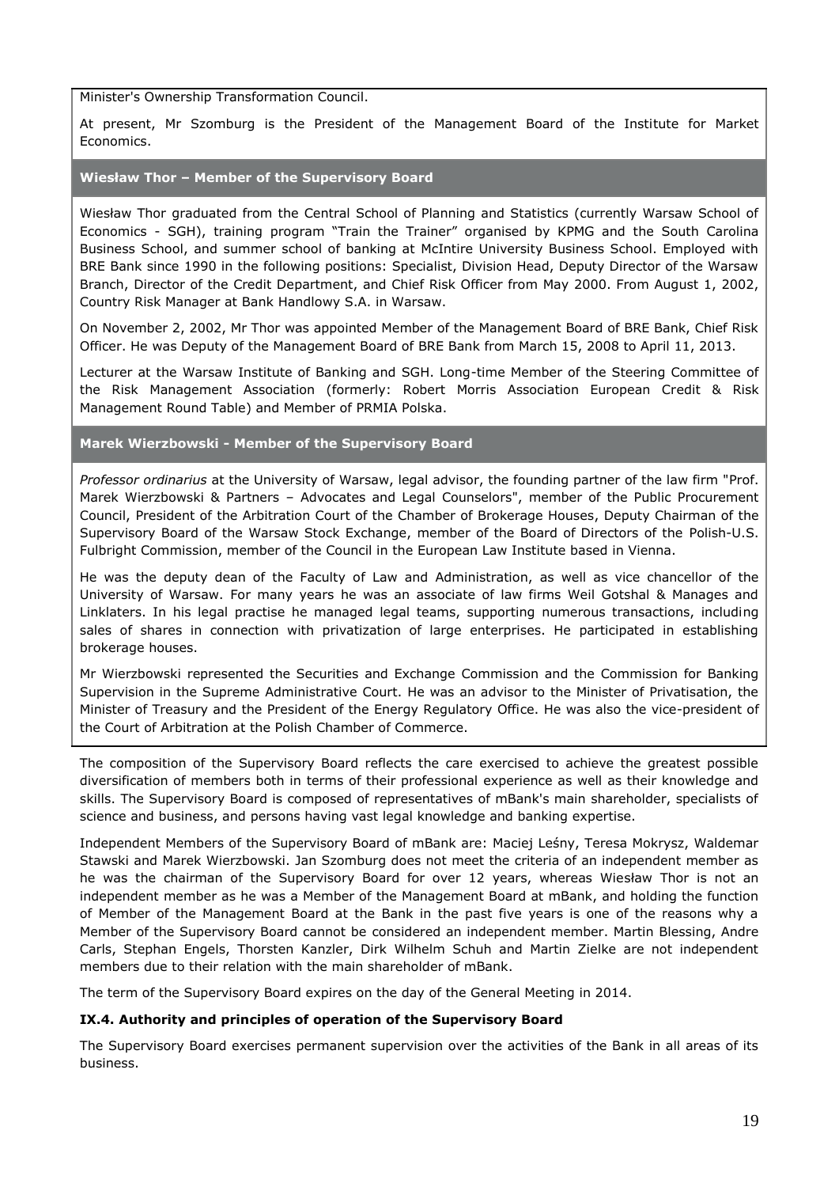Minister's Ownership Transformation Council.

At present, Mr Szomburg is the President of the Management Board of the Institute for Market Economics.

**Wiesław Thor – Member of the Supervisory Board**

Wiesław Thor graduated from the Central School of Planning and Statistics (currently Warsaw School of Economics - SGH), training program "Train the Trainer" organised by KPMG and the South Carolina Business School, and summer school of banking at McIntire University Business School. Employed with BRE Bank since 1990 in the following positions: Specialist, Division Head, Deputy Director of the Warsaw Branch, Director of the Credit Department, and Chief Risk Officer from May 2000. From August 1, 2002, Country Risk Manager at Bank Handlowy S.A. in Warsaw.

On November 2, 2002, Mr Thor was appointed Member of the Management Board of BRE Bank, Chief Risk Officer. He was Deputy of the Management Board of BRE Bank from March 15, 2008 to April 11, 2013.

Lecturer at the Warsaw Institute of Banking and SGH. Long-time Member of the Steering Committee of the Risk Management Association (formerly: Robert Morris Association European Credit & Risk Management Round Table) and Member of PRMIA Polska.

**Marek Wierzbowski - Member of the Supervisory Board**

*Professor ordinarius* at the University of Warsaw, legal advisor, the founding partner of the law firm "Prof. Marek Wierzbowski & Partners – Advocates and Legal Counselors", member of the Public Procurement Council, President of the Arbitration Court of the Chamber of Brokerage Houses, Deputy Chairman of the Supervisory Board of the Warsaw Stock Exchange, member of the Board of Directors of the Polish-U.S. Fulbright Commission, member of the Council in the European Law Institute based in Vienna.

He was the deputy dean of the Faculty of Law and Administration, as well as vice chancellor of the University of Warsaw. For many years he was an associate of law firms Weil Gotshal & Manages and Linklaters. In his legal practise he managed legal teams, supporting numerous transactions, including sales of shares in connection with privatization of large enterprises. He participated in establishing brokerage houses.

Mr Wierzbowski represented the Securities and Exchange Commission and the Commission for Banking Supervision in the Supreme Administrative Court. He was an advisor to the Minister of Privatisation, the Minister of Treasury and the President of the Energy Regulatory Office. He was also the vice-president of the Court of Arbitration at the Polish Chamber of Commerce.

The composition of the Supervisory Board reflects the care exercised to achieve the greatest possible diversification of members both in terms of their professional experience as well as their knowledge and skills. The Supervisory Board is composed of representatives of mBank's main shareholder, specialists of science and business, and persons having vast legal knowledge and banking expertise.

Independent Members of the Supervisory Board of mBank are: Maciej Leśny, Teresa Mokrysz, Waldemar Stawski and Marek Wierzbowski. Jan Szomburg does not meet the criteria of an independent member as he was the chairman of the Supervisory Board for over 12 years, whereas Wiesław Thor is not an independent member as he was a Member of the Management Board at mBank, and holding the function of Member of the Management Board at the Bank in the past five years is one of the reasons why a Member of the Supervisory Board cannot be considered an independent member. Martin Blessing, Andre Carls, Stephan Engels, Thorsten Kanzler, Dirk Wilhelm Schuh and Martin Zielke are not independent members due to their relation with the main shareholder of mBank.

The term of the Supervisory Board expires on the day of the General Meeting in 2014.

### IX.4. Authority and principles of operation of the Supervisory Board

The Supervisory Board exercises permanent supervision over the activities of the Bank in all areas of its business.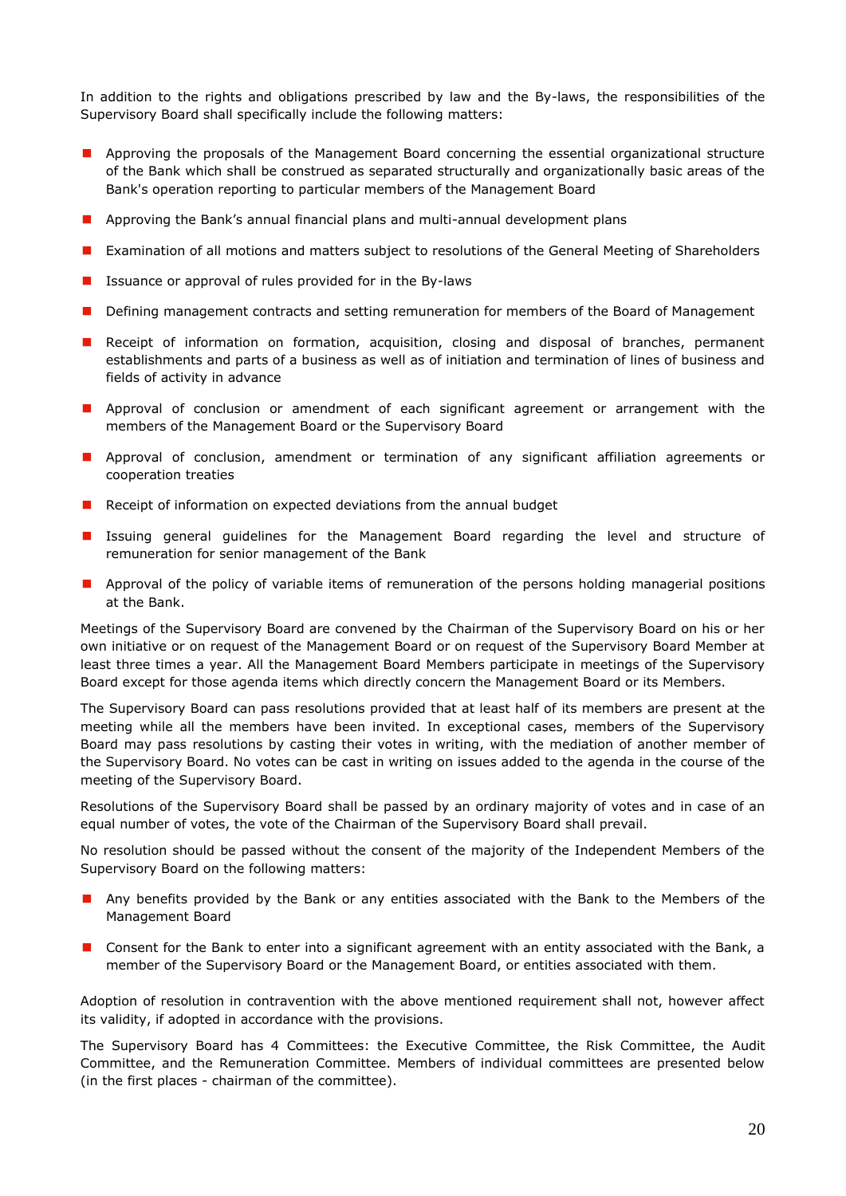In addition to the rights and obligations prescribed by law and the By-laws, the responsibilities of the Supervisory Board shall specifically include the following matters:

- Approving the proposals of the Management Board concerning the essential organizational structure of the Bank which shall be construed as separated structurally and organizationally basic areas of the Bank's operation reporting to particular members of the Management Board
- Approving the Bank's annual financial plans and multi-annual development plans
- Examination of all motions and matters subject to resolutions of the General Meeting of Shareholders
- Issuance or approval of rules provided for in the By-laws
- Defining management contracts and setting remuneration for members of the Board of Management
- Receipt of information on formation, acquisition, closing and disposal of branches, permanent establishments and parts of a business as well as of initiation and termination of lines of business and fields of activity in advance
- Approval of conclusion or amendment of each significant agreement or arrangement with the members of the Management Board or the Supervisory Board
- Approval of conclusion, amendment or termination of any significant affiliation agreements or cooperation treaties
- Receipt of information on expected deviations from the annual budget
- Issuing general guidelines for the Management Board regarding the level and structure of remuneration for senior management of the Bank
- Approval of the policy of variable items of remuneration of the persons holding managerial positions at the Bank.

Meetings of the Supervisory Board are convened by the Chairman of the Supervisory Board on his or her own initiative or on request of the Management Board or on request of the Supervisory Board Member at least three times a year. All the Management Board Members participate in meetings of the Supervisory Board except for those agenda items which directly concern the Management Board or its Members.

The Supervisory Board can pass resolutions provided that at least half of its members are present at the meeting while all the members have been invited. In exceptional cases, members of the Supervisory Board may pass resolutions by casting their votes in writing, with the mediation of another member of the Supervisory Board. No votes can be cast in writing on issues added to the agenda in the course of the meeting of the Supervisory Board.

Resolutions of the Supervisory Board shall be passed by an ordinary majority of votes and in case of an equal number of votes, the vote of the Chairman of the Supervisory Board shall prevail.

No resolution should be passed without the consent of the majority of the Independent Members of the Supervisory Board on the following matters:

- Any benefits provided by the Bank or any entities associated with the Bank to the Members of the Management Board
- Consent for the Bank to enter into a significant agreement with an entity associated with the Bank, a member of the Supervisory Board or the Management Board, or entities associated with them.

Adoption of resolution in contravention with the above mentioned requirement shall not, however affect its validity, if adopted in accordance with the provisions.

The Supervisory Board has 4 Committees: the Executive Committee, the Risk Committee, the Audit Committee, and the Remuneration Committee. Members of individual committees are presented below (in the first places - chairman of the committee).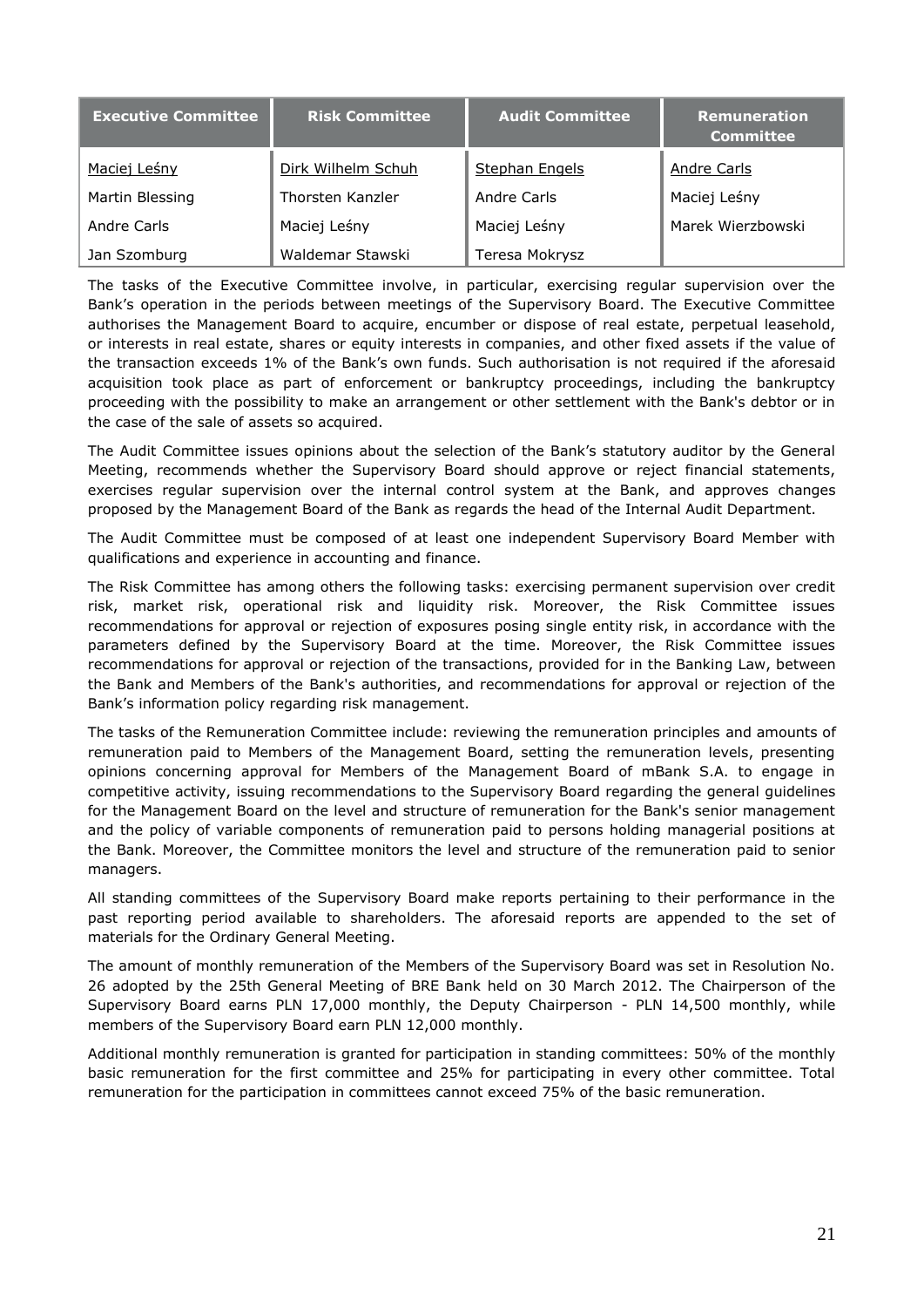| Executive Committee | Risk Committee | Audit Committee | Remuneration Committee |
|---|---|---|---|
| Maciej Leśny | Dirk Wilhelm Schuh | Stephan Engels | Andre Carls |
| Martin Blessing | Thorsten Kanzler | Andre Carls | Maciej Leśny |
| Andre Carls | Maciej Leśny | Maciej Leśny | Marek Wierzbowski |
| Jan Szomburg | Waldemar Stawski | Teresa Mokrysz | |

The tasks of the Executive Committee involve, in particular, exercising regular supervision over the Bank's operation in the periods between meetings of the Supervisory Board. The Executive Committee authorises the Management Board to acquire, encumber or dispose of real estate, perpetual leasehold, or interests in real estate, shares or equity interests in companies, and other fixed assets if the value of the transaction exceeds 1% of the Bank's own funds. Such authorisation is not required if the aforesaid acquisition took place as part of enforcement or bankruptcy proceedings, including the bankruptcy proceeding with the possibility to make an arrangement or other settlement with the Bank's debtor or in the case of the sale of assets so acquired.

The Audit Committee issues opinions about the selection of the Bank's statutory auditor by the General Meeting, recommends whether the Supervisory Board should approve or reject financial statements, exercises regular supervision over the internal control system at the Bank, and approves changes proposed by the Management Board of the Bank as regards the head of the Internal Audit Department.

The Audit Committee must be composed of at least one independent Supervisory Board Member with qualifications and experience in accounting and finance.

The Risk Committee has among others the following tasks: exercising permanent supervision over credit risk, market risk, operational risk and liquidity risk. Moreover, the Risk Committee issues recommendations for approval or rejection of exposures posing single entity risk, in accordance with the parameters defined by the Supervisory Board at the time. Moreover, the Risk Committee issues recommendations for approval or rejection of the transactions, provided for in the Banking Law, between the Bank and Members of the Bank's authorities, and recommendations for approval or rejection of the Bank's information policy regarding risk management.

The tasks of the Remuneration Committee include: reviewing the remuneration principles and amounts of remuneration paid to Members of the Management Board, setting the remuneration levels, presenting opinions concerning approval for Members of the Management Board of mBank S.A. to engage in competitive activity, issuing recommendations to the Supervisory Board regarding the general guidelines for the Management Board on the level and structure of remuneration for the Bank's senior management and the policy of variable components of remuneration paid to persons holding managerial positions at the Bank. Moreover, the Committee monitors the level and structure of the remuneration paid to senior managers.

All standing committees of the Supervisory Board make reports pertaining to their performance in the past reporting period available to shareholders. The aforesaid reports are appended to the set of materials for the Ordinary General Meeting.

The amount of monthly remuneration of the Members of the Supervisory Board was set in Resolution No. 26 adopted by the 25th General Meeting of BRE Bank held on 30 March 2012. The Chairperson of the Supervisory Board earns PLN 17,000 monthly, the Deputy Chairperson - PLN 14,500 monthly, while members of the Supervisory Board earn PLN 12,000 monthly.

Additional monthly remuneration is granted for participation in standing committees: 50% of the monthly basic remuneration for the first committee and 25% for participating in every other committee. Total remuneration for the participation in committees cannot exceed 75% of the basic remuneration.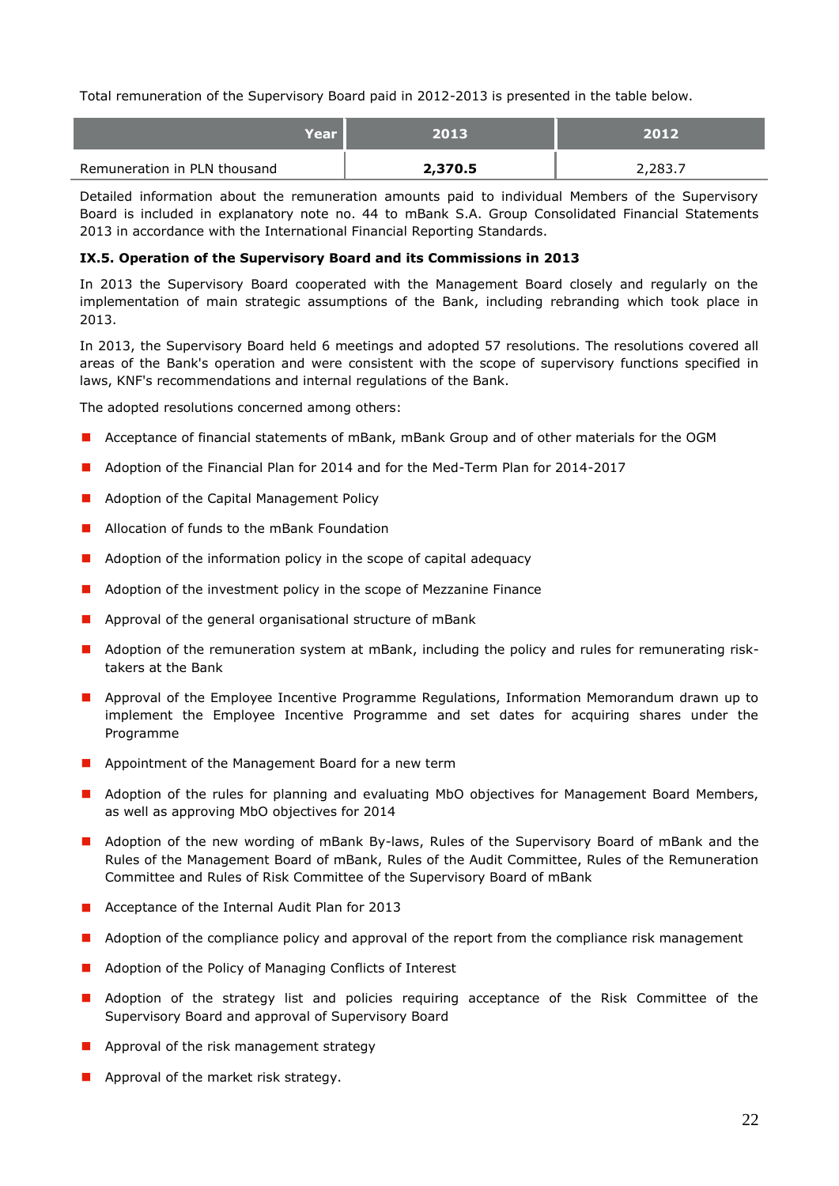Total remuneration of the Supervisory Board paid in 2012-2013 is presented in the table below.

| Year | 2013 | 2012 |
|---|---|---|
| Remuneration in PLN thousand | **2,370.5** | 2,283.7 |

Detailed information about the remuneration amounts paid to individual Members of the Supervisory Board is included in explanatory note no. 44 to mBank S.A. Group Consolidated Financial Statements 2013 in accordance with the International Financial Reporting Standards.

**IX.5. Operation of the Supervisory Board and its Commissions in 2013**

In 2013 the Supervisory Board cooperated with the Management Board closely and regularly on the implementation of main strategic assumptions of the Bank, including rebranding which took place in 2013.

In 2013, the Supervisory Board held 6 meetings and adopted 57 resolutions. The resolutions covered all areas of the Bank's operation and were consistent with the scope of supervisory functions specified in laws, KNF's recommendations and internal regulations of the Bank.

The adopted resolutions concerned among others:

- Acceptance of financial statements of mBank, mBank Group and of other materials for the OGM
- Adoption of the Financial Plan for 2014 and for the Med-Term Plan for 2014-2017
- Adoption of the Capital Management Policy
- Allocation of funds to the mBank Foundation
- Adoption of the information policy in the scope of capital adequacy
- Adoption of the investment policy in the scope of Mezzanine Finance
- Approval of the general organisational structure of mBank
- Adoption of the remuneration system at mBank, including the policy and rules for remunerating risk-takers at the Bank
- Approval of the Employee Incentive Programme Regulations, Information Memorandum drawn up to implement the Employee Incentive Programme and set dates for acquiring shares under the Programme
- Appointment of the Management Board for a new term
- Adoption of the rules for planning and evaluating MbO objectives for Management Board Members, as well as approving MbO objectives for 2014
- Adoption of the new wording of mBank By-laws, Rules of the Supervisory Board of mBank and the Rules of the Management Board of mBank, Rules of the Audit Committee, Rules of the Remuneration Committee and Rules of Risk Committee of the Supervisory Board of mBank
- Acceptance of the Internal Audit Plan for 2013
- Adoption of the compliance policy and approval of the report from the compliance risk management
- Adoption of the Policy of Managing Conflicts of Interest
- Adoption of the strategy list and policies requiring acceptance of the Risk Committee of the Supervisory Board and approval of Supervisory Board
- Approval of the risk management strategy
- Approval of the market risk strategy.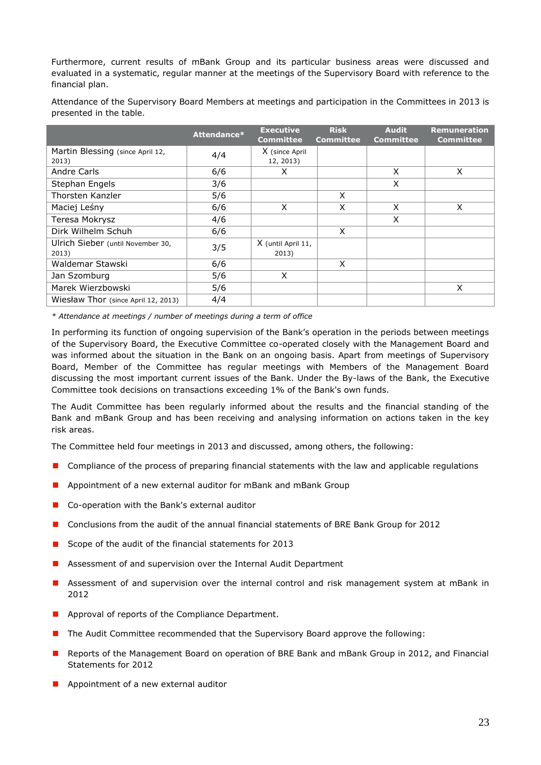Furthermore, current results of mBank Group and its particular business areas were discussed and evaluated in a systematic, regular manner at the meetings of the Supervisory Board with reference to the financial plan.

Attendance of the Supervisory Board Members at meetings and participation in the Committees in 2013 is presented in the table.

| | Attendance* | Executive Committee | Risk Committee | Audit Committee | Remuneration Committee |
|---|---|---|---|---|---|
| Martin Blessing (since April 12, 2013) | 4/4 | X (since April 12, 2013) | | | |
| Andre Carls | 6/6 | X | | X | X |
| Stephan Engels | 3/6 | | | X | |
| Thorsten Kanzler | 5/6 | | X | | |
| Maciej Leśny | 6/6 | X | X | X | X |
| Teresa Mokrysz | 4/6 | | | X | |
| Dirk Wilhelm Schuh | 6/6 | | X | | |
| Ulrich Sieber (until November 30, 2013) | 3/5 | X (until April 11, 2013) | | | |
| Waldemar Stawski | 6/6 | | X | | |
| Jan Szomburg | 5/6 | X | | | |
| Marek Wierzbowski | 5/6 | | | | X |
| Wiesław Thor (since April 12, 2013) | 4/4 | | | | |

*\* Attendance at meetings / number of meetings during a term of office*

In performing its function of ongoing supervision of the Bank's operation in the periods between meetings of the Supervisory Board, the Executive Committee co-operated closely with the Management Board and was informed about the situation in the Bank on an ongoing basis. Apart from meetings of Supervisory Board, Member of the Committee has regular meetings with Members of the Management Board discussing the most important current issues of the Bank. Under the By-laws of the Bank, the Executive Committee took decisions on transactions exceeding 1% of the Bank's own funds.

The Audit Committee has been regularly informed about the results and the financial standing of the Bank and mBank Group and has been receiving and analysing information on actions taken in the key risk areas.

The Committee held four meetings in 2013 and discussed, among others, the following:

- Compliance of the process of preparing financial statements with the law and applicable regulations
- Appointment of a new external auditor for mBank and mBank Group
- Co-operation with the Bank's external auditor
- Conclusions from the audit of the annual financial statements of BRE Bank Group for 2012
- Scope of the audit of the financial statements for 2013
- Assessment of and supervision over the Internal Audit Department
- Assessment of and supervision over the internal control and risk management system at mBank in 2012
- Approval of reports of the Compliance Department.
- The Audit Committee recommended that the Supervisory Board approve the following:
- Reports of the Management Board on operation of BRE Bank and mBank Group in 2012, and Financial Statements for 2012
- Appointment of a new external auditor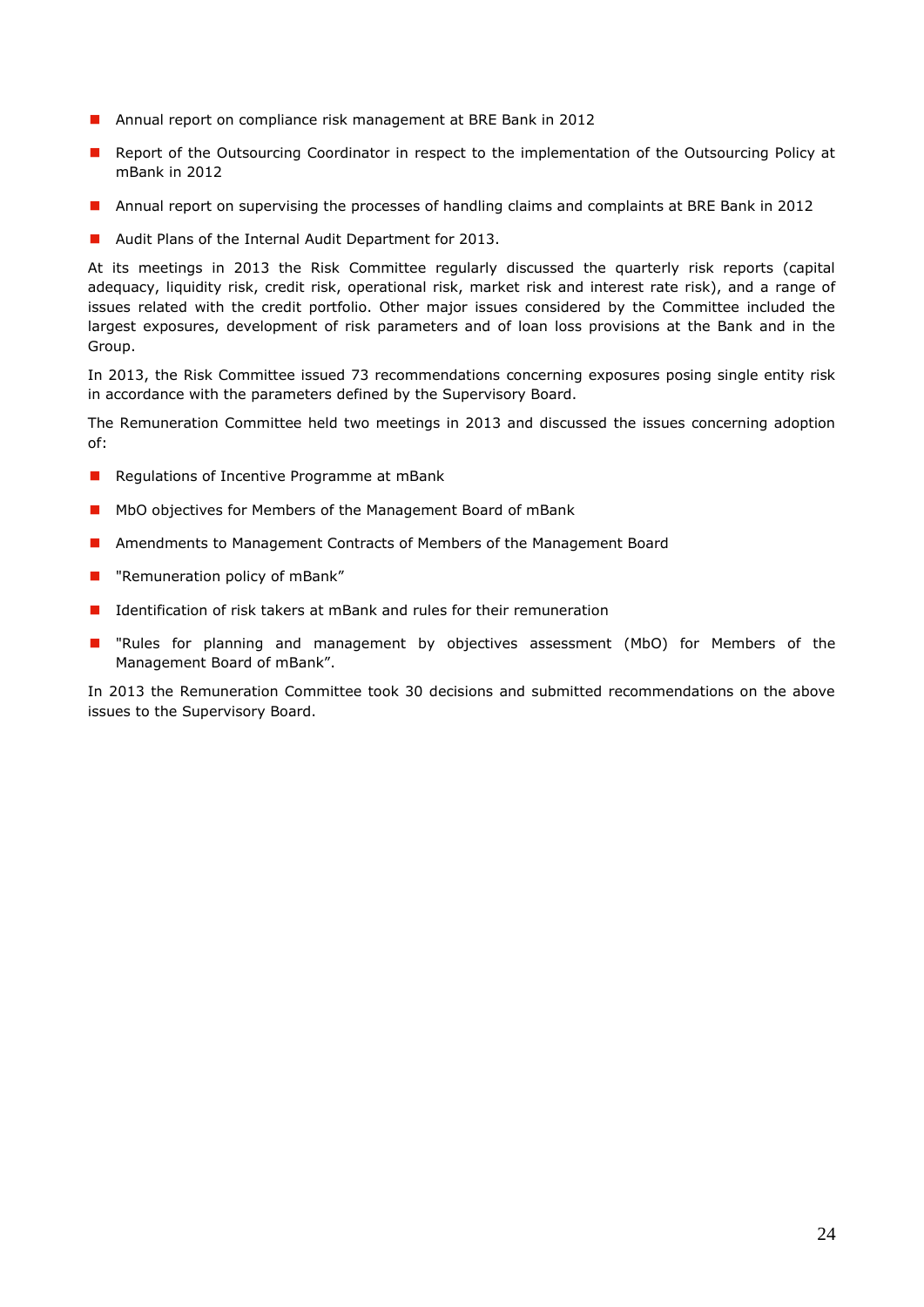- Annual report on compliance risk management at BRE Bank in 2012
- Report of the Outsourcing Coordinator in respect to the implementation of the Outsourcing Policy at mBank in 2012
- Annual report on supervising the processes of handling claims and complaints at BRE Bank in 2012
- Audit Plans of the Internal Audit Department for 2013.

At its meetings in 2013 the Risk Committee regularly discussed the quarterly risk reports (capital adequacy, liquidity risk, credit risk, operational risk, market risk and interest rate risk), and a range of issues related with the credit portfolio. Other major issues considered by the Committee included the largest exposures, development of risk parameters and of loan loss provisions at the Bank and in the Group.

In 2013, the Risk Committee issued 73 recommendations concerning exposures posing single entity risk in accordance with the parameters defined by the Supervisory Board.

The Remuneration Committee held two meetings in 2013 and discussed the issues concerning adoption of:

- Regulations of Incentive Programme at mBank
- MbO objectives for Members of the Management Board of mBank
- Amendments to Management Contracts of Members of the Management Board
- "Remuneration policy of mBank"
- Identification of risk takers at mBank and rules for their remuneration
- "Rules for planning and management by objectives assessment (MbO) for Members of the Management Board of mBank".

In 2013 the Remuneration Committee took 30 decisions and submitted recommendations on the above issues to the Supervisory Board.